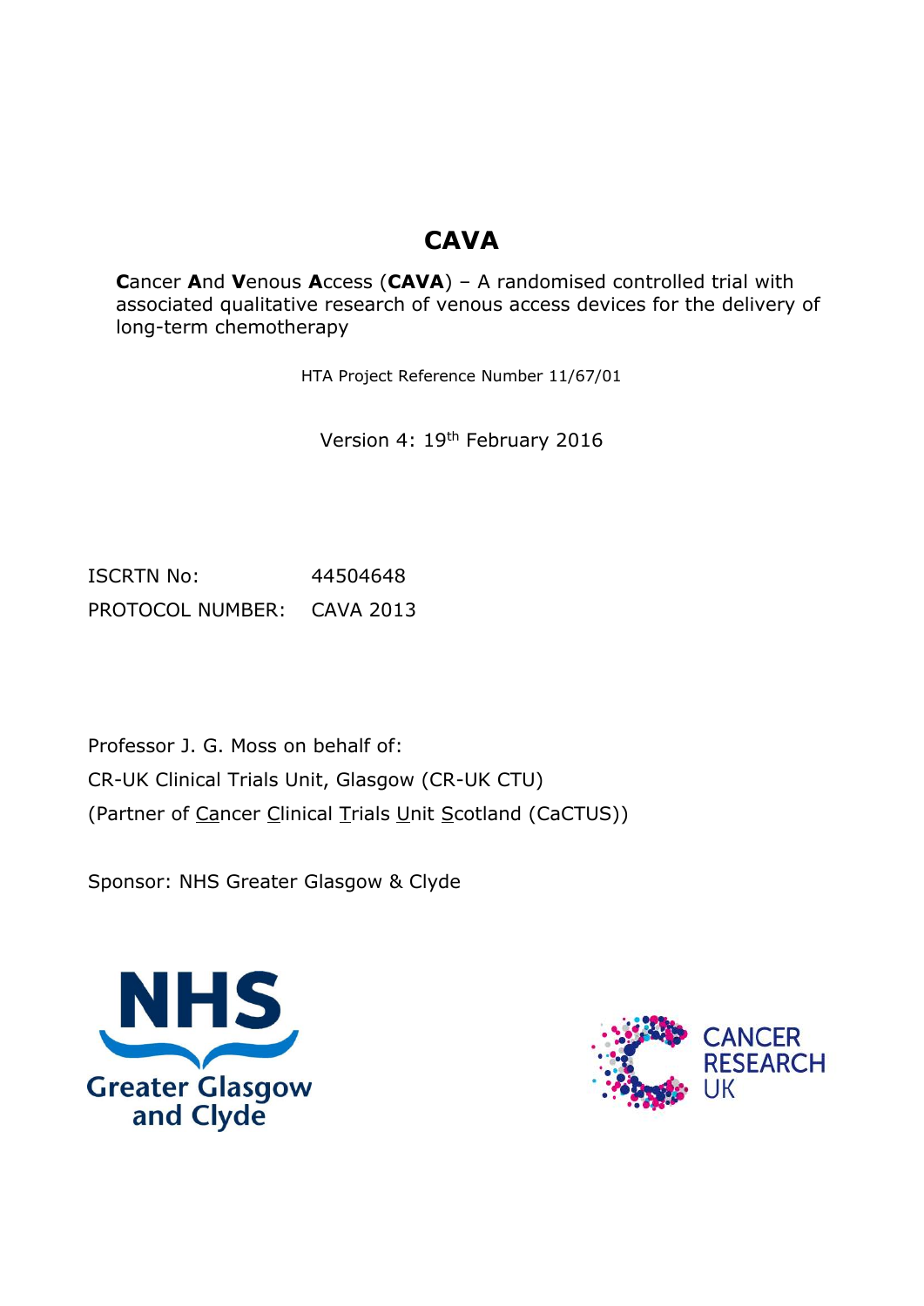# CAVA

**C**ancer **A**nd **V**enous **A**ccess (**CAVA**) – A randomised controlled trial with associated qualitative research of venous access devices for the delivery of long-term chemotherapy

HTA Project Reference Number 11/67/01

Version 4: 19th February 2016

ISCRTN No: 44504648

PROTOCOL NUMBER: CAVA 2013

Professor J. G. Moss on behalf of:

CR-UK Clinical Trials Unit, Glasgow (CR-UK CTU)

(Partner of Cancer Clinical Trials Unit Scotland (CaCTUS))

Sponsor: NHS Greater Glasgow & Clyde

NHS Greater Glasgow and Clyde

CANCER RESEARCH UK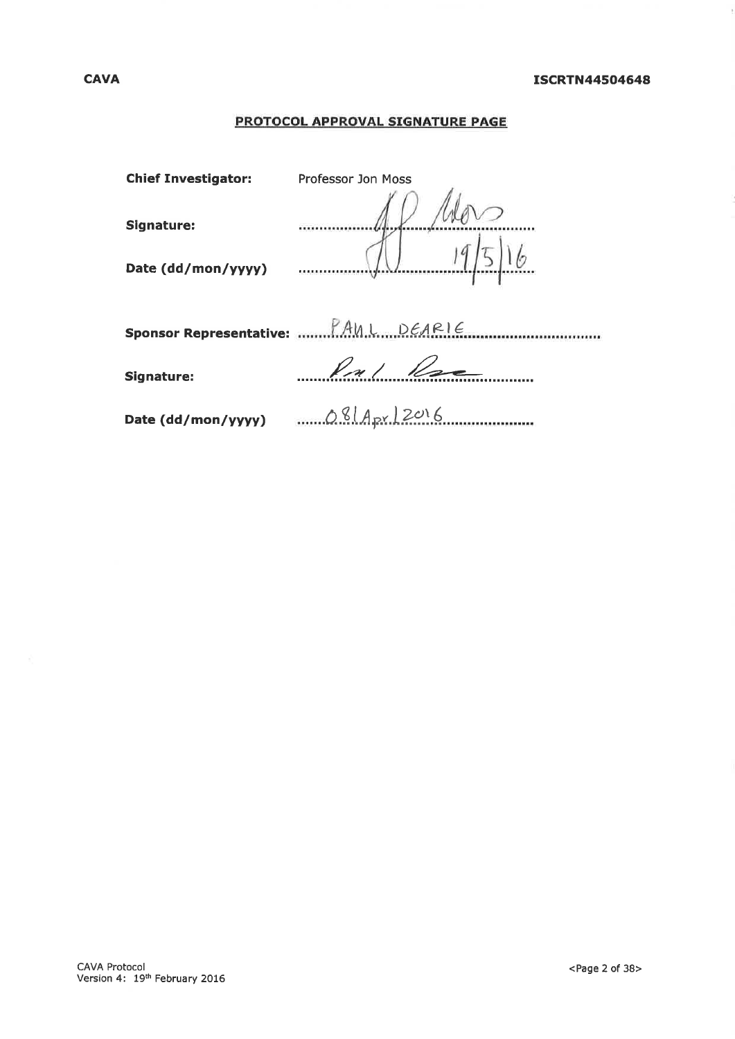## PROTOCOL APPROVAL SIGNATURE PAGE

**Chief Investigator:** Professor Jon Moss

**Signature:** ..............................................

**Date (dd/mon/yyyy)** 19/5/16

**Sponsor Representative:** PAUL DEARIE

**Signature:** ..............................................

**Date (dd/mon/yyyy)** 08/Apr/2016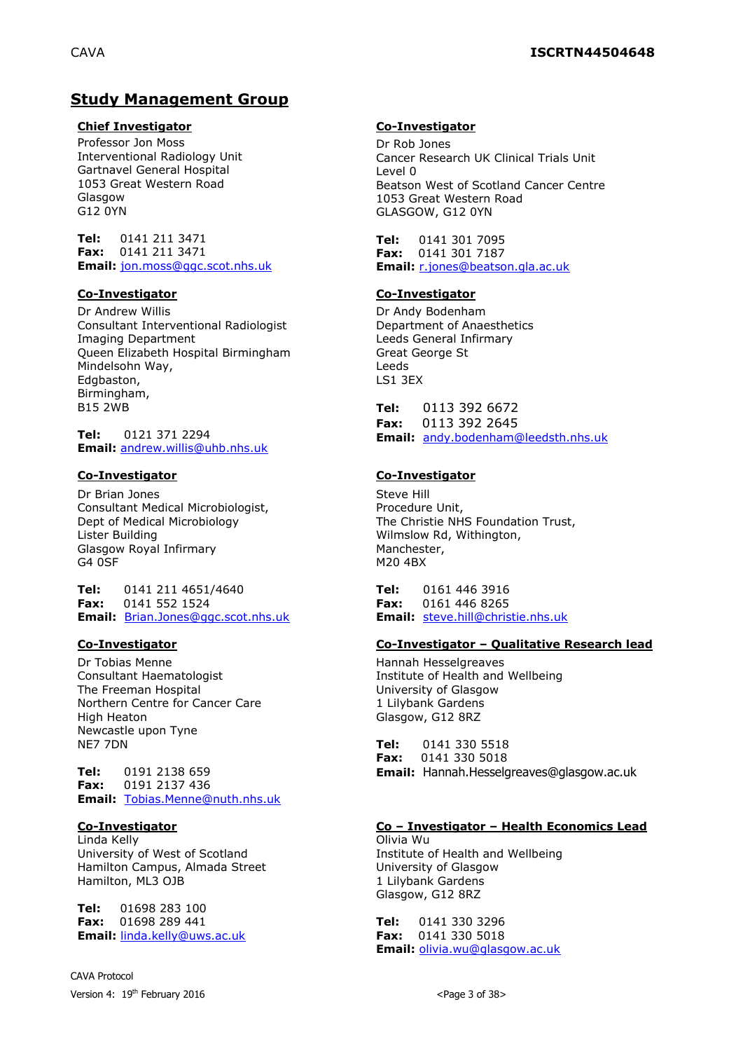## Study Management Group

**Chief Investigator**

Professor Jon Moss
Interventional Radiology Unit
Gartnavel General Hospital
1053 Great Western Road
Glasgow
G12 0YN

**Tel:** 0141 211 3471
**Fax:** 0141 211 3471
**Email:** jon.moss@ggc.scot.nhs.uk

**Co-Investigator**

Dr Andrew Willis
Consultant Interventional Radiologist
Imaging Department
Queen Elizabeth Hospital Birmingham
Mindelsohn Way,
Edgbaston,
Birmingham,
B15 2WB

**Tel:** 0121 371 2294
**Email:** andrew.willis@uhb.nhs.uk

**Co-Investigator**

Dr Brian Jones
Consultant Medical Microbiologist,
Dept of Medical Microbiology
Lister Building
Glasgow Royal Infirmary
G4 0SF

**Tel:** 0141 211 4651/4640
**Fax:** 0141 552 1524
**Email:** Brian.Jones@ggc.scot.nhs.uk

**Co-Investigator**

Dr Tobias Menne
Consultant Haematologist
The Freeman Hospital
Northern Centre for Cancer Care
High Heaton
Newcastle upon Tyne
NE7 7DN

**Tel:** 0191 2138 659
**Fax:** 0191 2137 436
**Email:** Tobias.Menne@nuth.nhs.uk

**Co-Investigator**

Linda Kelly
University of West of Scotland
Hamilton Campus, Almada Street
Hamilton, ML3 OJB

**Tel:** 01698 283 100
**Fax:** 01698 289 441
**Email:** linda.kelly@uws.ac.uk

**Co-Investigator**

Dr Rob Jones
Cancer Research UK Clinical Trials Unit
Level 0
Beatson West of Scotland Cancer Centre
1053 Great Western Road
GLASGOW, G12 0YN

**Tel:** 0141 301 7095
**Fax:** 0141 301 7187
**Email:** r.jones@beatson.gla.ac.uk

**Co-Investigator**

Dr Andy Bodenham
Department of Anaesthetics
Leeds General Infirmary
Great George St
Leeds
LS1 3EX

**Tel:** 0113 392 6672
**Fax:** 0113 392 2645
**Email:** andy.bodenham@leedsth.nhs.uk

**Co-Investigator**

Steve Hill
Procedure Unit,
The Christie NHS Foundation Trust,
Wilmslow Rd, Withington,
Manchester,
M20 4BX

**Tel:** 0161 446 3916
**Fax:** 0161 446 8265
**Email:** steve.hill@christie.nhs.uk

**Co-Investigator – Qualitative Research lead**

Hannah Hesselgreaves
Institute of Health and Wellbeing
University of Glasgow
1 Lilybank Gardens
Glasgow, G12 8RZ

**Tel:** 0141 330 5518
**Fax:** 0141 330 5018
**Email:** Hannah.Hesselgreaves@glasgow.ac.uk

**Co – Investigator – Health Economics Lead**

Olivia Wu
Institute of Health and Wellbeing
University of Glasgow
1 Lilybank Gardens
Glasgow, G12 8RZ

**Tel:** 0141 330 3296
**Fax:** 0141 330 5018
**Email:** olivia.wu@glasgow.ac.uk

CAVA Protocol
Version 4: 19th February 2016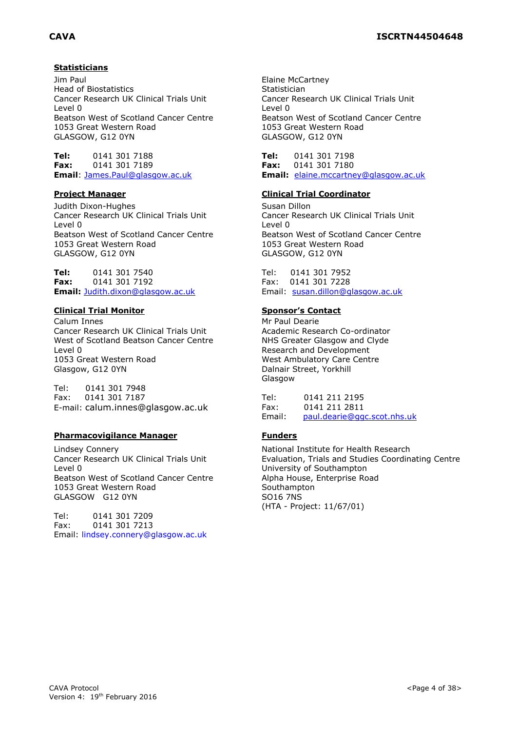### Statisticians

Jim Paul
Head of Biostatistics
Cancer Research UK Clinical Trials Unit
Level 0
Beatson West of Scotland Cancer Centre
1053 Great Western Road
GLASGOW, G12 0YN

**Tel:** 0141 301 7188
**Fax:** 0141 301 7189
**Email**: James.Paul@glasgow.ac.uk

Elaine McCartney
Statistician
Cancer Research UK Clinical Trials Unit
Level 0
Beatson West of Scotland Cancer Centre
1053 Great Western Road
GLASGOW, G12 0YN

**Tel:** 0141 301 7198
**Fax:** 0141 301 7180
**Email:** elaine.mccartney@glasgow.ac.uk

### Project Manager

Judith Dixon-Hughes
Cancer Research UK Clinical Trials Unit
Level 0
Beatson West of Scotland Cancer Centre
1053 Great Western Road
GLASGOW, G12 0YN

**Tel:** 0141 301 7540
**Fax:** 0141 301 7192
**Email:** Judith.dixon@glasgow.ac.uk

### Clinical Trial Coordinator

Susan Dillon
Cancer Research UK Clinical Trials Unit
Level 0
Beatson West of Scotland Cancer Centre
1053 Great Western Road
GLASGOW, G12 0YN

Tel: 0141 301 7952
Fax: 0141 301 7228
Email: susan.dillon@glasgow.ac.uk

### Clinical Trial Monitor

Calum Innes
Cancer Research UK Clinical Trials Unit
West of Scotland Beatson Cancer Centre
Level 0
1053 Great Western Road
Glasgow, G12 0YN

Tel: 0141 301 7948
Fax: 0141 301 7187
E-mail: calum.innes@glasgow.ac.uk

### Sponsor's Contact

Mr Paul Dearie
Academic Research Co-ordinator
NHS Greater Glasgow and Clyde
Research and Development
West Ambulatory Care Centre
Dalnair Street, Yorkhill
Glasgow

Tel: 0141 211 2195
Fax: 0141 211 2811
Email: paul.dearie@ggc.scot.nhs.uk

### Pharmacovigilance Manager

Lindsey Connery
Cancer Research UK Clinical Trials Unit
Level 0
Beatson West of Scotland Cancer Centre
1053 Great Western Road
GLASGOW G12 0YN

Tel: 0141 301 7209
Fax: 0141 301 7213
Email: lindsey.connery@glasgow.ac.uk

### Funders

National Institute for Health Research
Evaluation, Trials and Studies Coordinating Centre
University of Southampton
Alpha House, Enterprise Road
Southampton
SO16 7NS
(HTA - Project: 11/67/01)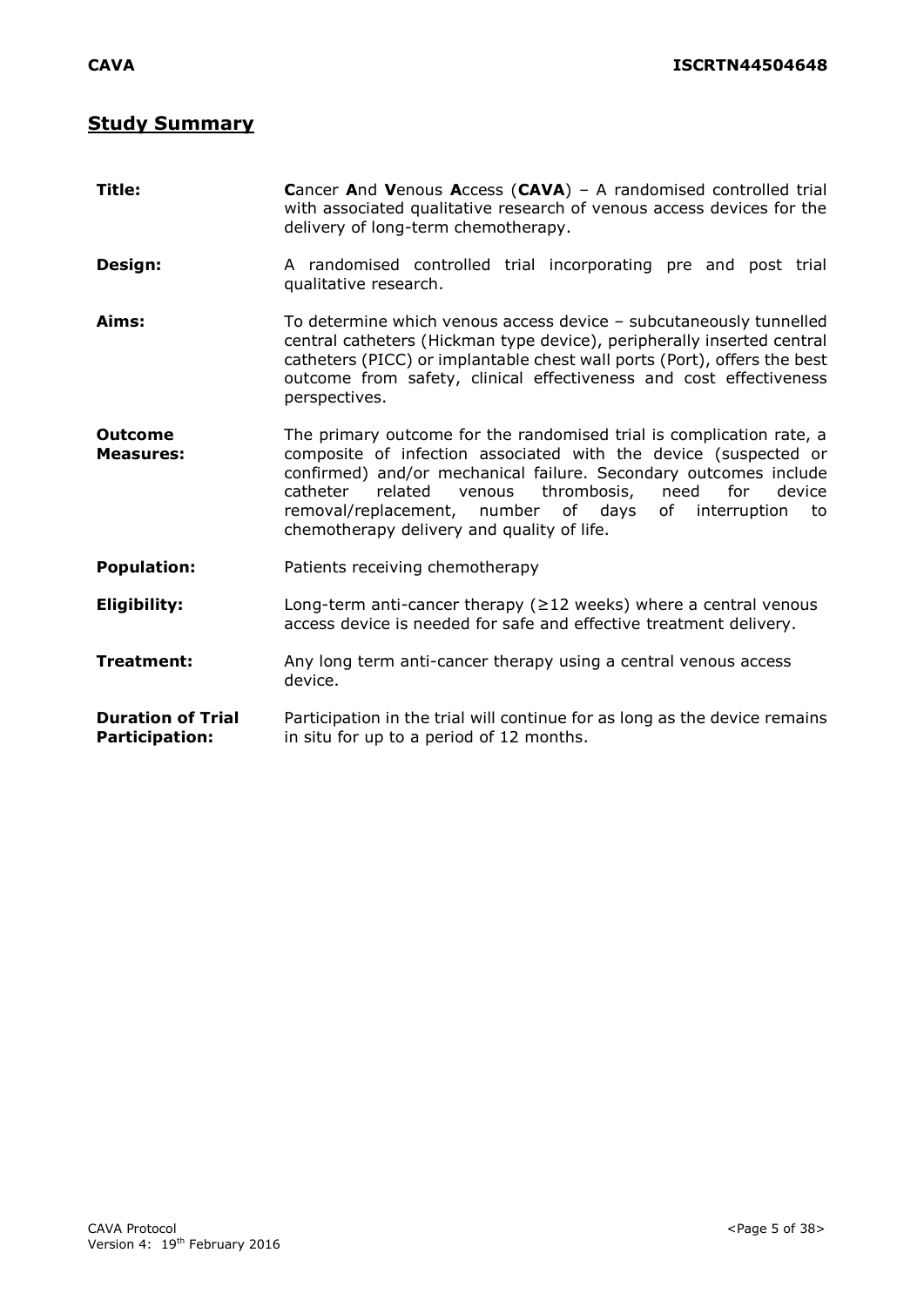## Study Summary

| | |
|---|---|
| **Title:** | **C**ancer **A**nd **V**enous **A**ccess (**CAVA**) – A randomised controlled trial with associated qualitative research of venous access devices for the delivery of long-term chemotherapy. |
| **Design:** | A randomised controlled trial incorporating pre and post trial qualitative research. |
| **Aims:** | To determine which venous access device – subcutaneously tunnelled central catheters (Hickman type device), peripherally inserted central catheters (PICC) or implantable chest wall ports (Port), offers the best outcome from safety, clinical effectiveness and cost effectiveness perspectives. |
| **Outcome Measures:** | The primary outcome for the randomised trial is complication rate, a composite of infection associated with the device (suspected or confirmed) and/or mechanical failure. Secondary outcomes include catheter related venous thrombosis, need for device removal/replacement, number of days of interruption to chemotherapy delivery and quality of life. |
| **Population:** | Patients receiving chemotherapy |
| **Eligibility:** | Long-term anti-cancer therapy (≥12 weeks) where a central venous access device is needed for safe and effective treatment delivery. |
| **Treatment:** | Any long term anti-cancer therapy using a central venous access device. |
| **Duration of Trial Participation:** | Participation in the trial will continue for as long as the device remains in situ for up to a period of 12 months. |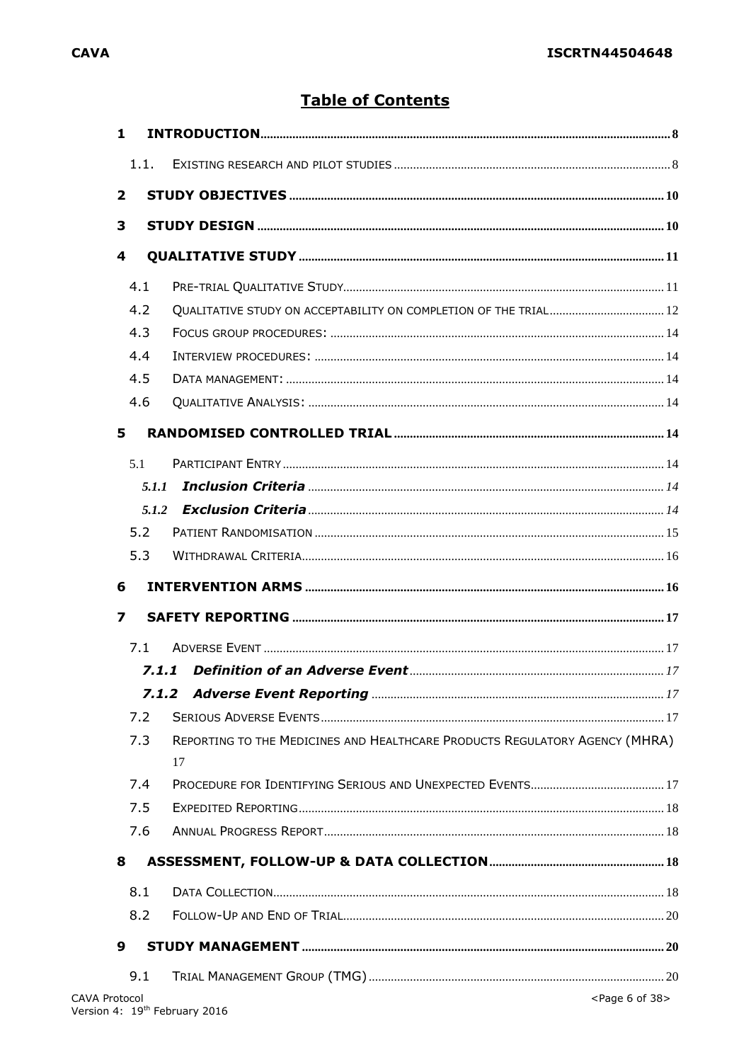# Table of Contents

**1 INTRODUCTION** ........ 8

- 1.1. EXISTING RESEARCH AND PILOT STUDIES ........ 8

**2 STUDY OBJECTIVES** ........ 10

**3 STUDY DESIGN** ........ 10

**4 QUALITATIVE STUDY** ........ 11

- 4.1 PRE-TRIAL QUALITATIVE STUDY ........ 11
- 4.2 QUALITATIVE STUDY ON ACCEPTABILITY ON COMPLETION OF THE TRIAL ........ 12
- 4.3 FOCUS GROUP PROCEDURES: ........ 14
- 4.4 INTERVIEW PROCEDURES: ........ 14
- 4.5 DATA MANAGEMENT: ........ 14
- 4.6 QUALITATIVE ANALYSIS: ........ 14

**5 RANDOMISED CONTROLLED TRIAL** ........ 14

- 5.1 PARTICIPANT ENTRY ........ 14
  - *5.1.1 **Inclusion Criteria*** ........ 14
  - *5.1.2 **Exclusion Criteria*** ........ 14
- 5.2 PATIENT RANDOMISATION ........ 15
- 5.3 WITHDRAWAL CRITERIA ........ 16

**6 INTERVENTION ARMS** ........ 16

**7 SAFETY REPORTING** ........ 17

- 7.1 ADVERSE EVENT ........ 17
  - ***7.1.1 Definition of an Adverse Event*** ........ 17
  - ***7.1.2 Adverse Event Reporting*** ........ 17
- 7.2 SERIOUS ADVERSE EVENTS ........ 17
- 7.3 REPORTING TO THE MEDICINES AND HEALTHCARE PRODUCTS REGULATORY AGENCY (MHRA) 17
- 7.4 PROCEDURE FOR IDENTIFYING SERIOUS AND UNEXPECTED EVENTS ........ 17
- 7.5 EXPEDITED REPORTING ........ 18
- 7.6 ANNUAL PROGRESS REPORT ........ 18

**8 ASSESSMENT, FOLLOW-UP & DATA COLLECTION** ........ 18

- 8.1 DATA COLLECTION ........ 18
- 8.2 FOLLOW-UP AND END OF TRIAL ........ 20

**9 STUDY MANAGEMENT** ........ 20

- 9.1 TRIAL MANAGEMENT GROUP (TMG) ........ 20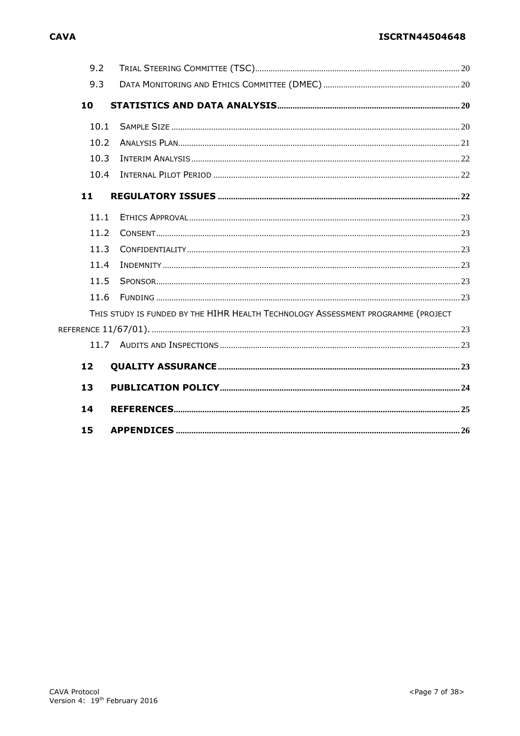9.2 TRIAL STEERING COMMITTEE (TSC) ........ 20

9.3 DATA MONITORING AND ETHICS COMMITTEE (DMEC) ........ 20

**10 STATISTICS AND DATA ANALYSIS ........ 20**

10.1 SAMPLE SIZE ........ 20

10.2 ANALYSIS PLAN ........ 21

10.3 INTERIM ANALYSIS ........ 22

10.4 INTERNAL PILOT PERIOD ........ 22

**11 REGULATORY ISSUES ........ 22**

11.1 ETHICS APPROVAL ........ 23

11.2 CONSENT ........ 23

11.3 CONFIDENTIALITY ........ 23

11.4 INDEMNITY ........ 23

11.5 SPONSOR ........ 23

11.6 FUNDING ........ 23

THIS STUDY IS FUNDED BY THE HIHR HEALTH TECHNOLOGY ASSESSMENT PROGRAMME (PROJECT REFERENCE 11/67/01). ........ 23

11.7 AUDITS AND INSPECTIONS ........ 23

**12 QUALITY ASSURANCE ........ 23**

**13 PUBLICATION POLICY ........ 24**

**14 REFERENCES ........ 25**

**15 APPENDICES ........ 26**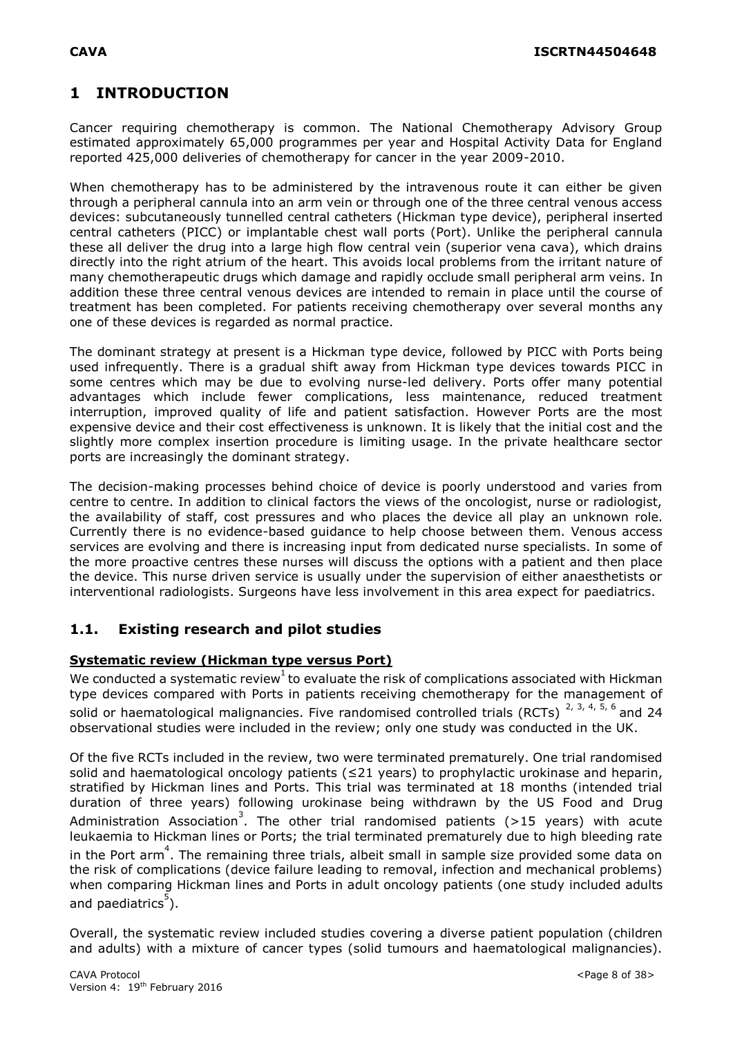# 1 INTRODUCTION

Cancer requiring chemotherapy is common. The National Chemotherapy Advisory Group estimated approximately 65,000 programmes per year and Hospital Activity Data for England reported 425,000 deliveries of chemotherapy for cancer in the year 2009-2010.

When chemotherapy has to be administered by the intravenous route it can either be given through a peripheral cannula into an arm vein or through one of the three central venous access devices: subcutaneously tunnelled central catheters (Hickman type device), peripheral inserted central catheters (PICC) or implantable chest wall ports (Port). Unlike the peripheral cannula these all deliver the drug into a large high flow central vein (superior vena cava), which drains directly into the right atrium of the heart. This avoids local problems from the irritant nature of many chemotherapeutic drugs which damage and rapidly occlude small peripheral arm veins. In addition these three central venous devices are intended to remain in place until the course of treatment has been completed. For patients receiving chemotherapy over several months any one of these devices is regarded as normal practice.

The dominant strategy at present is a Hickman type device, followed by PICC with Ports being used infrequently. There is a gradual shift away from Hickman type devices towards PICC in some centres which may be due to evolving nurse-led delivery. Ports offer many potential advantages which include fewer complications, less maintenance, reduced treatment interruption, improved quality of life and patient satisfaction. However Ports are the most expensive device and their cost effectiveness is unknown. It is likely that the initial cost and the slightly more complex insertion procedure is limiting usage. In the private healthcare sector ports are increasingly the dominant strategy.

The decision-making processes behind choice of device is poorly understood and varies from centre to centre. In addition to clinical factors the views of the oncologist, nurse or radiologist, the availability of staff, cost pressures and who places the device all play an unknown role. Currently there is no evidence-based guidance to help choose between them. Venous access services are evolving and there is increasing input from dedicated nurse specialists. In some of the more proactive centres these nurses will discuss the options with a patient and then place the device. This nurse driven service is usually under the supervision of either anaesthetists or interventional radiologists. Surgeons have less involvement in this area expect for paediatrics.

## 1.1. Existing research and pilot studies

**Systematic review (Hickman type versus Port)**

We conducted a systematic review[1] to evaluate the risk of complications associated with Hickman type devices compared with Ports in patients receiving chemotherapy for the management of solid or haematological malignancies. Five randomised controlled trials (RCTs) [2, 3, 4, 5, 6] and 24 observational studies were included in the review; only one study was conducted in the UK.

Of the five RCTs included in the review, two were terminated prematurely. One trial randomised solid and haematological oncology patients (≤21 years) to prophylactic urokinase and heparin, stratified by Hickman lines and Ports. This trial was terminated at 18 months (intended trial duration of three years) following urokinase being withdrawn by the US Food and Drug Administration Association[3]. The other trial randomised patients (>15 years) with acute leukaemia to Hickman lines or Ports; the trial terminated prematurely due to high bleeding rate in the Port arm[4]. The remaining three trials, albeit small in sample size provided some data on the risk of complications (device failure leading to removal, infection and mechanical problems) when comparing Hickman lines and Ports in adult oncology patients (one study included adults and paediatrics[5]).

Overall, the systematic review included studies covering a diverse patient population (children and adults) with a mixture of cancer types (solid tumours and haematological malignancies).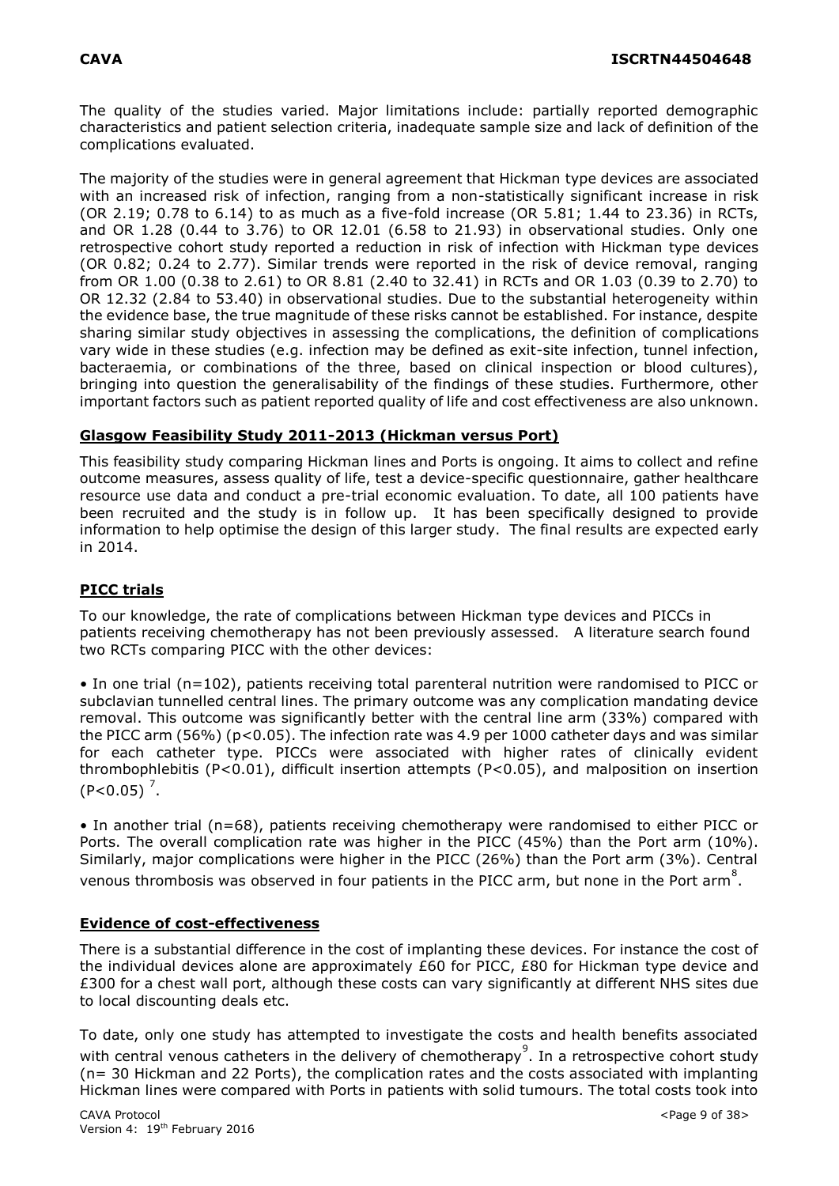The quality of the studies varied. Major limitations include: partially reported demographic characteristics and patient selection criteria, inadequate sample size and lack of definition of the complications evaluated.

The majority of the studies were in general agreement that Hickman type devices are associated with an increased risk of infection, ranging from a non-statistically significant increase in risk (OR 2.19; 0.78 to 6.14) to as much as a five-fold increase (OR 5.81; 1.44 to 23.36) in RCTs, and OR 1.28 (0.44 to 3.76) to OR 12.01 (6.58 to 21.93) in observational studies. Only one retrospective cohort study reported a reduction in risk of infection with Hickman type devices (OR 0.82; 0.24 to 2.77). Similar trends were reported in the risk of device removal, ranging from OR 1.00 (0.38 to 2.61) to OR 8.81 (2.40 to 32.41) in RCTs and OR 1.03 (0.39 to 2.70) to OR 12.32 (2.84 to 53.40) in observational studies. Due to the substantial heterogeneity within the evidence base, the true magnitude of these risks cannot be established. For instance, despite sharing similar study objectives in assessing the complications, the definition of complications vary wide in these studies (e.g. infection may be defined as exit-site infection, tunnel infection, bacteraemia, or combinations of the three, based on clinical inspection or blood cultures), bringing into question the generalisability of the findings of these studies. Furthermore, other important factors such as patient reported quality of life and cost effectiveness are also unknown.

## Glasgow Feasibility Study 2011-2013 (Hickman versus Port)

This feasibility study comparing Hickman lines and Ports is ongoing. It aims to collect and refine outcome measures, assess quality of life, test a device-specific questionnaire, gather healthcare resource use data and conduct a pre-trial economic evaluation. To date, all 100 patients have been recruited and the study is in follow up. It has been specifically designed to provide information to help optimise the design of this larger study. The final results are expected early in 2014.

## PICC trials

To our knowledge, the rate of complications between Hickman type devices and PICCs in patients receiving chemotherapy has not been previously assessed. A literature search found two RCTs comparing PICC with the other devices:

- In one trial (n=102), patients receiving total parenteral nutrition were randomised to PICC or subclavian tunnelled central lines. The primary outcome was any complication mandating device removal. This outcome was significantly better with the central line arm (33%) compared with the PICC arm (56%) ($p<0.05$). The infection rate was 4.9 per 1000 catheter days and was similar for each catheter type. PICCs were associated with higher rates of clinically evident thrombophlebitis ($P<0.01$), difficult insertion attempts ($P<0.05$), and malposition on insertion ($P<0.05$) [7].

- In another trial (n=68), patients receiving chemotherapy were randomised to either PICC or Ports. The overall complication rate was higher in the PICC (45%) than the Port arm (10%). Similarly, major complications were higher in the PICC (26%) than the Port arm (3%). Central venous thrombosis was observed in four patients in the PICC arm, but none in the Port arm [8].

## Evidence of cost-effectiveness

There is a substantial difference in the cost of implanting these devices. For instance the cost of the individual devices alone are approximately £60 for PICC, £80 for Hickman type device and £300 for a chest wall port, although these costs can vary significantly at different NHS sites due to local discounting deals etc.

To date, only one study has attempted to investigate the costs and health benefits associated with central venous catheters in the delivery of chemotherapy [9]. In a retrospective cohort study (n= 30 Hickman and 22 Ports), the complication rates and the costs associated with implanting Hickman lines were compared with Ports in patients with solid tumours. The total costs took into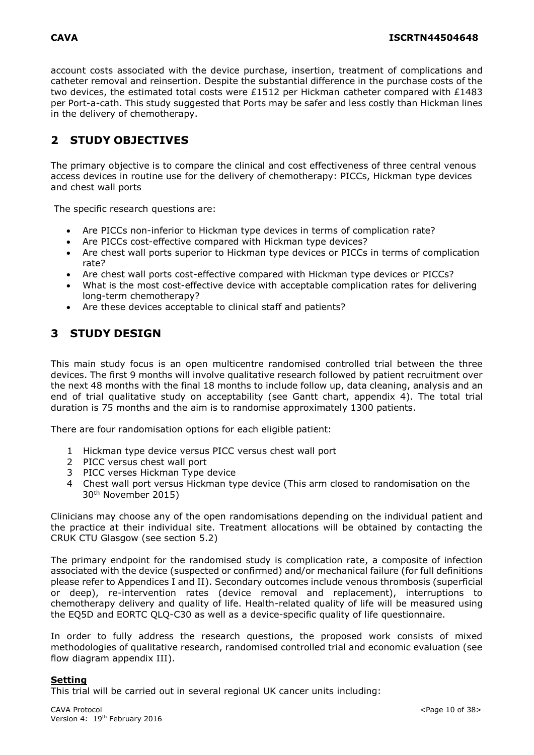account costs associated with the device purchase, insertion, treatment of complications and catheter removal and reinsertion. Despite the substantial difference in the purchase costs of the two devices, the estimated total costs were £1512 per Hickman catheter compared with £1483 per Port-a-cath. This study suggested that Ports may be safer and less costly than Hickman lines in the delivery of chemotherapy.

## 2 STUDY OBJECTIVES

The primary objective is to compare the clinical and cost effectiveness of three central venous access devices in routine use for the delivery of chemotherapy: PICCs, Hickman type devices and chest wall ports

The specific research questions are:

- Are PICCs non-inferior to Hickman type devices in terms of complication rate?
- Are PICCs cost-effective compared with Hickman type devices?
- Are chest wall ports superior to Hickman type devices or PICCs in terms of complication rate?
- Are chest wall ports cost-effective compared with Hickman type devices or PICCs?
- What is the most cost-effective device with acceptable complication rates for delivering long-term chemotherapy?
- Are these devices acceptable to clinical staff and patients?

## 3 STUDY DESIGN

This main study focus is an open multicentre randomised controlled trial between the three devices. The first 9 months will involve qualitative research followed by patient recruitment over the next 48 months with the final 18 months to include follow up, data cleaning, analysis and an end of trial qualitative study on acceptability (see Gantt chart, appendix 4). The total trial duration is 75 months and the aim is to randomise approximately 1300 patients.

There are four randomisation options for each eligible patient:

1. Hickman type device versus PICC versus chest wall port
2. PICC versus chest wall port
3. PICC verses Hickman Type device
4. Chest wall port versus Hickman type device (This arm closed to randomisation on the 30th November 2015)

Clinicians may choose any of the open randomisations depending on the individual patient and the practice at their individual site. Treatment allocations will be obtained by contacting the CRUK CTU Glasgow (see section 5.2)

The primary endpoint for the randomised study is complication rate, a composite of infection associated with the device (suspected or confirmed) and/or mechanical failure (for full definitions please refer to Appendices I and II). Secondary outcomes include venous thrombosis (superficial or deep), re-intervention rates (device removal and replacement), interruptions to chemotherapy delivery and quality of life. Health-related quality of life will be measured using the EQ5D and EORTC QLQ-C30 as well as a device-specific quality of life questionnaire.

In order to fully address the research questions, the proposed work consists of mixed methodologies of qualitative research, randomised controlled trial and economic evaluation (see flow diagram appendix III).

**Setting**

This trial will be carried out in several regional UK cancer units including: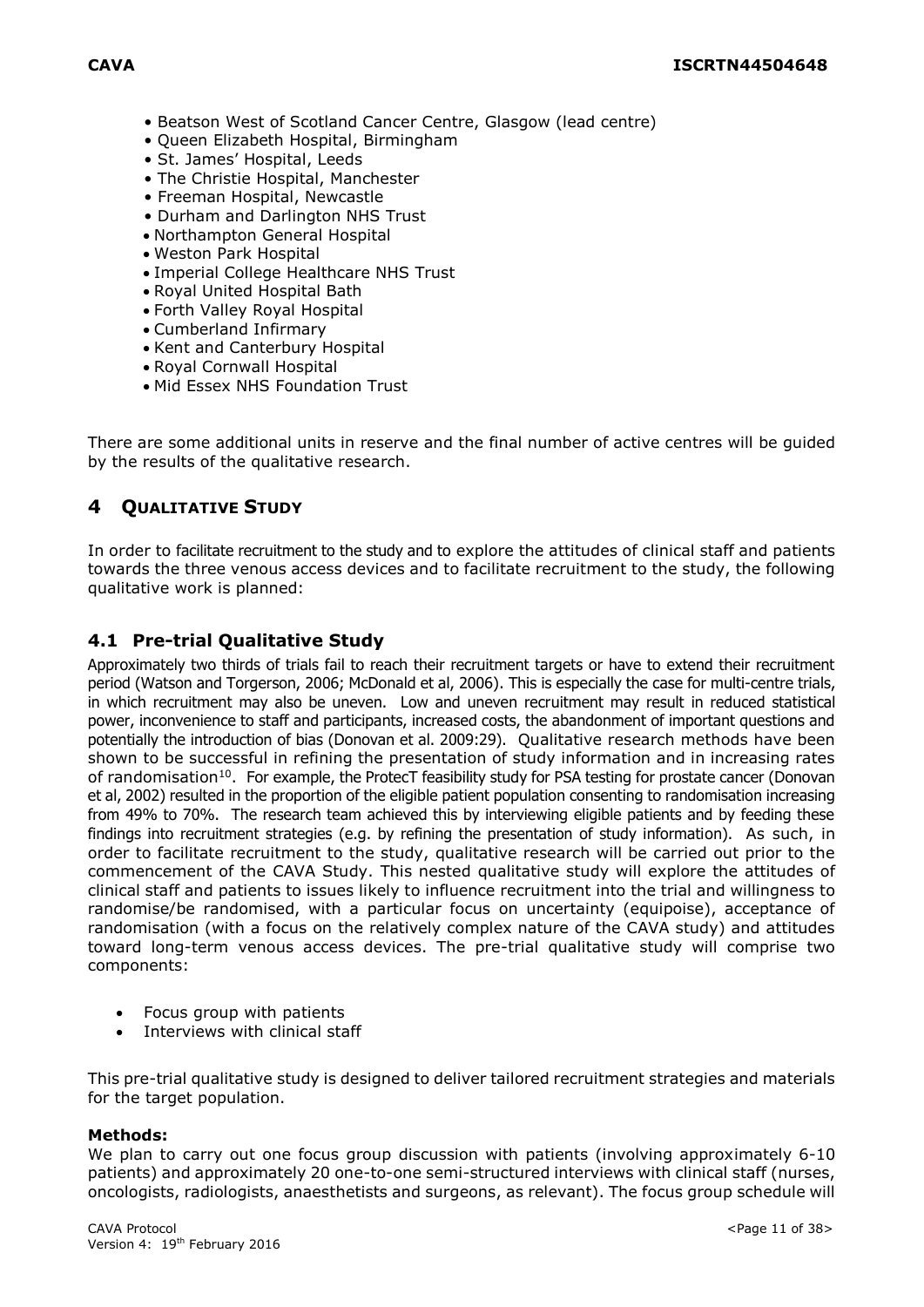- Beatson West of Scotland Cancer Centre, Glasgow (lead centre)
- Queen Elizabeth Hospital, Birmingham
- St. James' Hospital, Leeds
- The Christie Hospital, Manchester
- Freeman Hospital, Newcastle
- Durham and Darlington NHS Trust
- Northampton General Hospital
- Weston Park Hospital
- Imperial College Healthcare NHS Trust
- Royal United Hospital Bath
- Forth Valley Royal Hospital
- Cumberland Infirmary
- Kent and Canterbury Hospital
- Royal Cornwall Hospital
- Mid Essex NHS Foundation Trust

There are some additional units in reserve and the final number of active centres will be guided by the results of the qualitative research.

# 4 QUALITATIVE STUDY

In order to facilitate recruitment to the study and to explore the attitudes of clinical staff and patients towards the three venous access devices and to facilitate recruitment to the study, the following qualitative work is planned:

## 4.1 Pre-trial Qualitative Study

Approximately two thirds of trials fail to reach their recruitment targets or have to extend their recruitment period (Watson and Torgerson, 2006; McDonald et al, 2006). This is especially the case for multi-centre trials, in which recruitment may also be uneven. Low and uneven recruitment may result in reduced statistical power, inconvenience to staff and participants, increased costs, the abandonment of important questions and potentially the introduction of bias (Donovan et al. 2009:29). Qualitative research methods have been shown to be successful in refining the presentation of study information and in increasing rates of randomisation[10]. For example, the ProtecT feasibility study for PSA testing for prostate cancer (Donovan et al, 2002) resulted in the proportion of the eligible patient population consenting to randomisation increasing from 49% to 70%. The research team achieved this by interviewing eligible patients and by feeding these findings into recruitment strategies (e.g. by refining the presentation of study information). As such, in order to facilitate recruitment to the study, qualitative research will be carried out prior to the commencement of the CAVA Study. This nested qualitative study will explore the attitudes of clinical staff and patients to issues likely to influence recruitment into the trial and willingness to randomise/be randomised, with a particular focus on uncertainty (equipoise), acceptance of randomisation (with a focus on the relatively complex nature of the CAVA study) and attitudes toward long-term venous access devices. The pre-trial qualitative study will comprise two components:

- Focus group with patients
- Interviews with clinical staff

This pre-trial qualitative study is designed to deliver tailored recruitment strategies and materials for the target population.

**Methods:**
We plan to carry out one focus group discussion with patients (involving approximately 6-10 patients) and approximately 20 one-to-one semi-structured interviews with clinical staff (nurses, oncologists, radiologists, anaesthetists and surgeons, as relevant). The focus group schedule will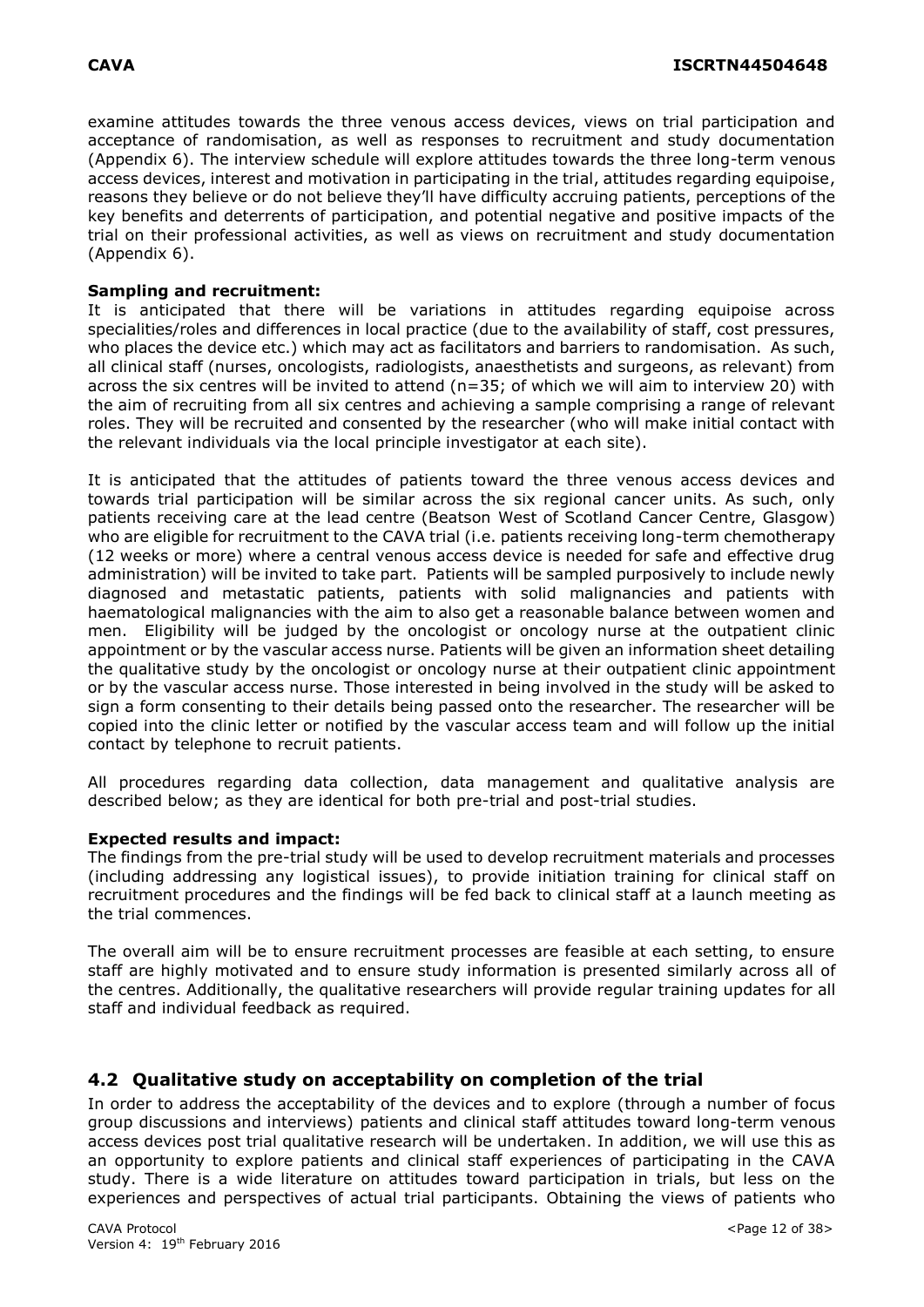examine attitudes towards the three venous access devices, views on trial participation and acceptance of randomisation, as well as responses to recruitment and study documentation (Appendix 6). The interview schedule will explore attitudes towards the three long-term venous access devices, interest and motivation in participating in the trial, attitudes regarding equipoise, reasons they believe or do not believe they'll have difficulty accruing patients, perceptions of the key benefits and deterrents of participation, and potential negative and positive impacts of the trial on their professional activities, as well as views on recruitment and study documentation (Appendix 6).

**Sampling and recruitment:**

It is anticipated that there will be variations in attitudes regarding equipoise across specialities/roles and differences in local practice (due to the availability of staff, cost pressures, who places the device etc.) which may act as facilitators and barriers to randomisation. As such, all clinical staff (nurses, oncologists, radiologists, anaesthetists and surgeons, as relevant) from across the six centres will be invited to attend (n=35; of which we will aim to interview 20) with the aim of recruiting from all six centres and achieving a sample comprising a range of relevant roles. They will be recruited and consented by the researcher (who will make initial contact with the relevant individuals via the local principle investigator at each site).

It is anticipated that the attitudes of patients toward the three venous access devices and towards trial participation will be similar across the six regional cancer units. As such, only patients receiving care at the lead centre (Beatson West of Scotland Cancer Centre, Glasgow) who are eligible for recruitment to the CAVA trial (i.e. patients receiving long-term chemotherapy (12 weeks or more) where a central venous access device is needed for safe and effective drug administration) will be invited to take part. Patients will be sampled purposively to include newly diagnosed and metastatic patients, patients with solid malignancies and patients with haematological malignancies with the aim to also get a reasonable balance between women and men. Eligibility will be judged by the oncologist or oncology nurse at the outpatient clinic appointment or by the vascular access nurse. Patients will be given an information sheet detailing the qualitative study by the oncologist or oncology nurse at their outpatient clinic appointment or by the vascular access nurse. Those interested in being involved in the study will be asked to sign a form consenting to their details being passed onto the researcher. The researcher will be copied into the clinic letter or notified by the vascular access team and will follow up the initial contact by telephone to recruit patients.

All procedures regarding data collection, data management and qualitative analysis are described below; as they are identical for both pre-trial and post-trial studies.

**Expected results and impact:**

The findings from the pre-trial study will be used to develop recruitment materials and processes (including addressing any logistical issues), to provide initiation training for clinical staff on recruitment procedures and the findings will be fed back to clinical staff at a launch meeting as the trial commences.

The overall aim will be to ensure recruitment processes are feasible at each setting, to ensure staff are highly motivated and to ensure study information is presented similarly across all of the centres. Additionally, the qualitative researchers will provide regular training updates for all staff and individual feedback as required.

## 4.2 Qualitative study on acceptability on completion of the trial

In order to address the acceptability of the devices and to explore (through a number of focus group discussions and interviews) patients and clinical staff attitudes toward long-term venous access devices post trial qualitative research will be undertaken. In addition, we will use this as an opportunity to explore patients and clinical staff experiences of participating in the CAVA study. There is a wide literature on attitudes toward participation in trials, but less on the experiences and perspectives of actual trial participants. Obtaining the views of patients who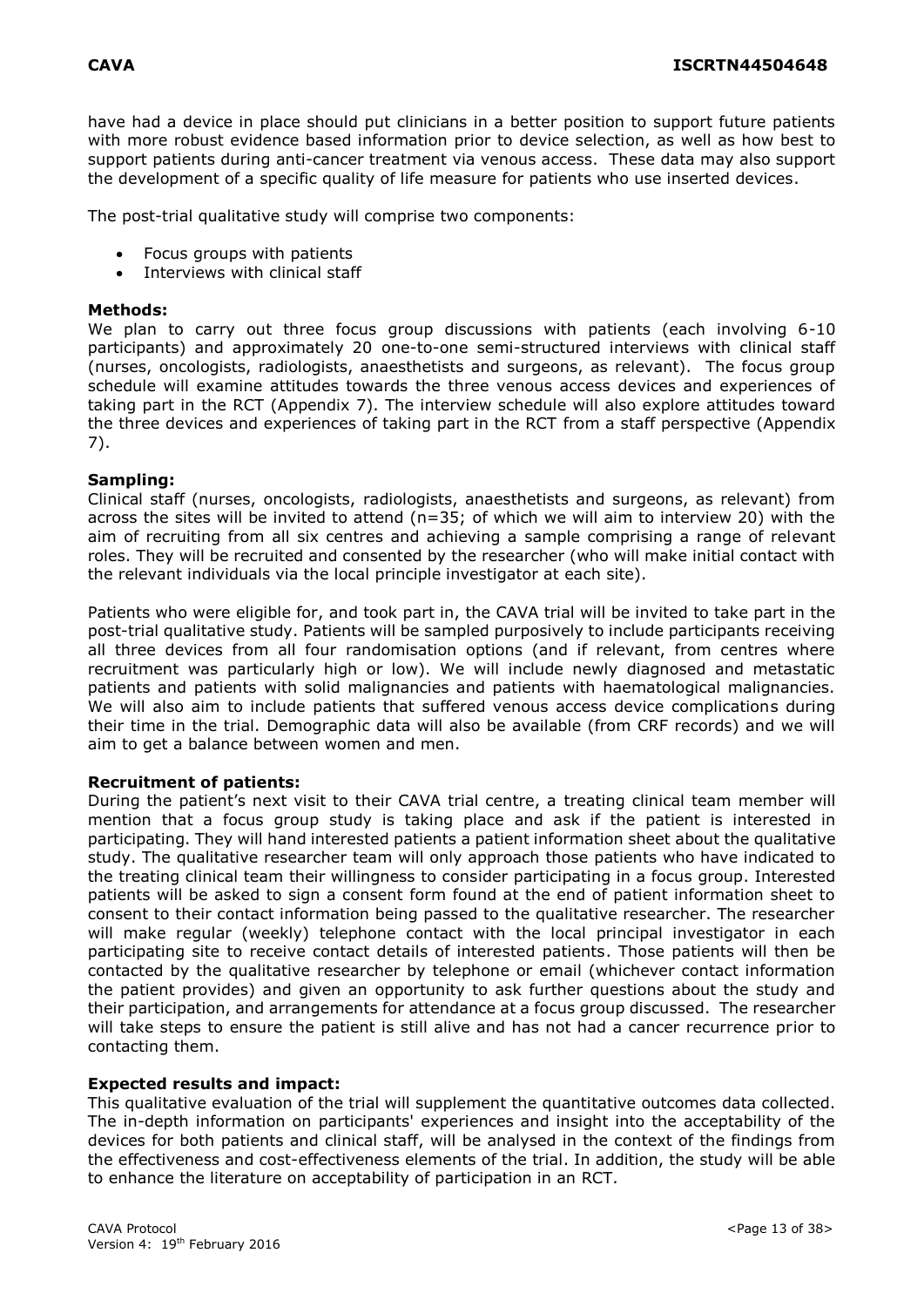have had a device in place should put clinicians in a better position to support future patients with more robust evidence based information prior to device selection, as well as how best to support patients during anti-cancer treatment via venous access. These data may also support the development of a specific quality of life measure for patients who use inserted devices.

The post-trial qualitative study will comprise two components:

- Focus groups with patients
- Interviews with clinical staff

**Methods:**
We plan to carry out three focus group discussions with patients (each involving 6-10 participants) and approximately 20 one-to-one semi-structured interviews with clinical staff (nurses, oncologists, radiologists, anaesthetists and surgeons, as relevant). The focus group schedule will examine attitudes towards the three venous access devices and experiences of taking part in the RCT (Appendix 7). The interview schedule will also explore attitudes toward the three devices and experiences of taking part in the RCT from a staff perspective (Appendix 7).

**Sampling:**
Clinical staff (nurses, oncologists, radiologists, anaesthetists and surgeons, as relevant) from across the sites will be invited to attend (n=35; of which we will aim to interview 20) with the aim of recruiting from all six centres and achieving a sample comprising a range of relevant roles. They will be recruited and consented by the researcher (who will make initial contact with the relevant individuals via the local principle investigator at each site).

Patients who were eligible for, and took part in, the CAVA trial will be invited to take part in the post-trial qualitative study. Patients will be sampled purposively to include participants receiving all three devices from all four randomisation options (and if relevant, from centres where recruitment was particularly high or low). We will include newly diagnosed and metastatic patients and patients with solid malignancies and patients with haematological malignancies. We will also aim to include patients that suffered venous access device complications during their time in the trial. Demographic data will also be available (from CRF records) and we will aim to get a balance between women and men.

**Recruitment of patients:**
During the patient's next visit to their CAVA trial centre, a treating clinical team member will mention that a focus group study is taking place and ask if the patient is interested in participating. They will hand interested patients a patient information sheet about the qualitative study. The qualitative researcher team will only approach those patients who have indicated to the treating clinical team their willingness to consider participating in a focus group. Interested patients will be asked to sign a consent form found at the end of patient information sheet to consent to their contact information being passed to the qualitative researcher. The researcher will make regular (weekly) telephone contact with the local principal investigator in each participating site to receive contact details of interested patients. Those patients will then be contacted by the qualitative researcher by telephone or email (whichever contact information the patient provides) and given an opportunity to ask further questions about the study and their participation, and arrangements for attendance at a focus group discussed. The researcher will take steps to ensure the patient is still alive and has not had a cancer recurrence prior to contacting them.

**Expected results and impact:**
This qualitative evaluation of the trial will supplement the quantitative outcomes data collected. The in-depth information on participants' experiences and insight into the acceptability of the devices for both patients and clinical staff, will be analysed in the context of the findings from the effectiveness and cost-effectiveness elements of the trial. In addition, the study will be able to enhance the literature on acceptability of participation in an RCT.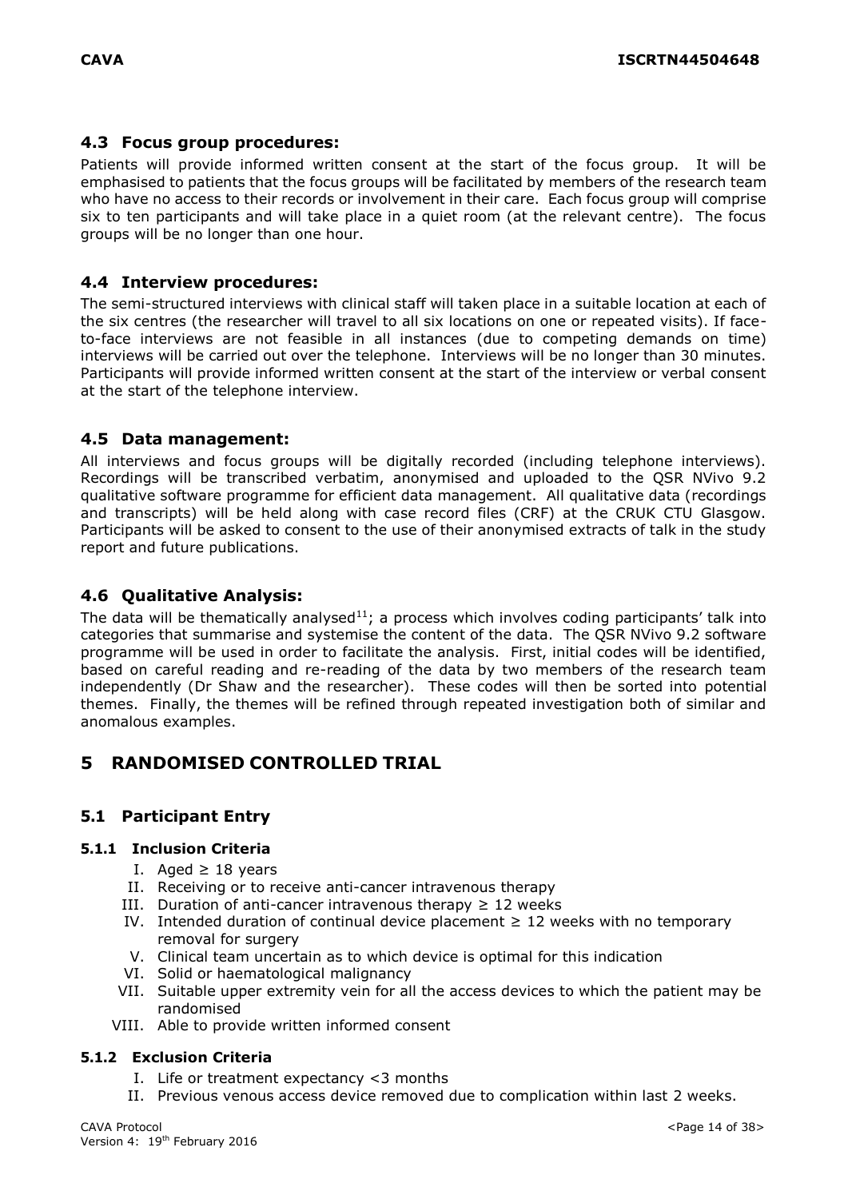## 4.3 Focus group procedures:

Patients will provide informed written consent at the start of the focus group. It will be emphasised to patients that the focus groups will be facilitated by members of the research team who have no access to their records or involvement in their care. Each focus group will comprise six to ten participants and will take place in a quiet room (at the relevant centre). The focus groups will be no longer than one hour.

## 4.4 Interview procedures:

The semi-structured interviews with clinical staff will taken place in a suitable location at each of the six centres (the researcher will travel to all six locations on one or repeated visits). If face-to-face interviews are not feasible in all instances (due to competing demands on time) interviews will be carried out over the telephone. Interviews will be no longer than 30 minutes. Participants will provide informed written consent at the start of the interview or verbal consent at the start of the telephone interview.

## 4.5 Data management:

All interviews and focus groups will be digitally recorded (including telephone interviews). Recordings will be transcribed verbatim, anonymised and uploaded to the QSR NVivo 9.2 qualitative software programme for efficient data management. All qualitative data (recordings and transcripts) will be held along with case record files (CRF) at the CRUK CTU Glasgow. Participants will be asked to consent to the use of their anonymised extracts of talk in the study report and future publications.

## 4.6 Qualitative Analysis:

The data will be thematically analysed[11]; a process which involves coding participants' talk into categories that summarise and systemise the content of the data. The QSR NVivo 9.2 software programme will be used in order to facilitate the analysis. First, initial codes will be identified, based on careful reading and re-reading of the data by two members of the research team independently (Dr Shaw and the researcher). These codes will then be sorted into potential themes. Finally, the themes will be refined through repeated investigation both of similar and anomalous examples.

# 5 RANDOMISED CONTROLLED TRIAL

## 5.1 Participant Entry

### 5.1.1 Inclusion Criteria

I. Aged ≥ 18 years
II. Receiving or to receive anti-cancer intravenous therapy
III. Duration of anti-cancer intravenous therapy ≥ 12 weeks
IV. Intended duration of continual device placement ≥ 12 weeks with no temporary removal for surgery
V. Clinical team uncertain as to which device is optimal for this indication
VI. Solid or haematological malignancy
VII. Suitable upper extremity vein for all the access devices to which the patient may be randomised
VIII. Able to provide written informed consent

### 5.1.2 Exclusion Criteria

I. Life or treatment expectancy <3 months
II. Previous venous access device removed due to complication within last 2 weeks.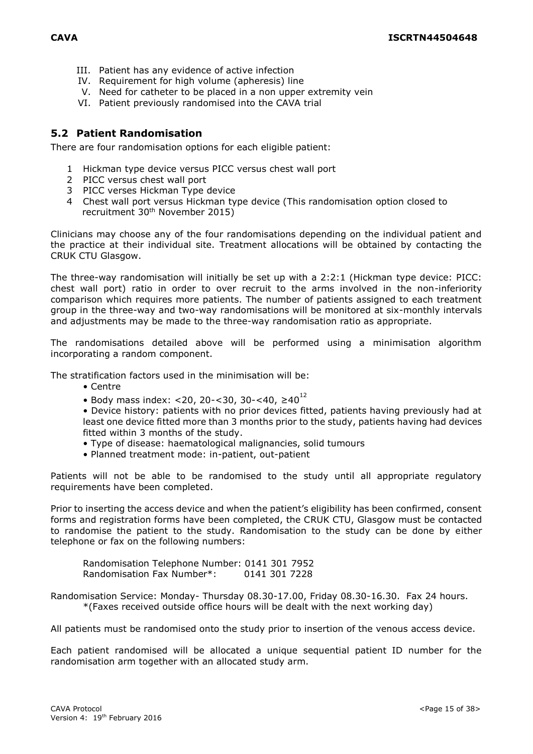III. Patient has any evidence of active infection
IV. Requirement for high volume (apheresis) line
V. Need for catheter to be placed in a non upper extremity vein
VI. Patient previously randomised into the CAVA trial

## 5.2 Patient Randomisation

There are four randomisation options for each eligible patient:

1. Hickman type device versus PICC versus chest wall port
2. PICC versus chest wall port
3. PICC verses Hickman Type device
4. Chest wall port versus Hickman type device (This randomisation option closed to recruitment 30th November 2015)

Clinicians may choose any of the four randomisations depending on the individual patient and the practice at their individual site. Treatment allocations will be obtained by contacting the CRUK CTU Glasgow.

The three-way randomisation will initially be set up with a 2:2:1 (Hickman type device: PICC: chest wall port) ratio in order to over recruit to the arms involved in the non-inferiority comparison which requires more patients. The number of patients assigned to each treatment group in the three-way and two-way randomisations will be monitored at six-monthly intervals and adjustments may be made to the three-way randomisation ratio as appropriate.

The randomisations detailed above will be performed using a minimisation algorithm incorporating a random component.

The stratification factors used in the minimisation will be:

- Centre
- Body mass index: <20, 20-<30, 30-<40, ≥40[12]
- Device history: patients with no prior devices fitted, patients having previously had at least one device fitted more than 3 months prior to the study, patients having had devices fitted within 3 months of the study.
- Type of disease: haematological malignancies, solid tumours
- Planned treatment mode: in-patient, out-patient

Patients will not be able to be randomised to the study until all appropriate regulatory requirements have been completed.

Prior to inserting the access device and when the patient's eligibility has been confirmed, consent forms and registration forms have been completed, the CRUK CTU, Glasgow must be contacted to randomise the patient to the study. Randomisation to the study can be done by either telephone or fax on the following numbers:

Randomisation Telephone Number: 0141 301 7952
Randomisation Fax Number*: 0141 301 7228

Randomisation Service: Monday- Thursday 08.30-17.00, Friday 08.30-16.30. Fax 24 hours.
*(Faxes received outside office hours will be dealt with the next working day)

All patients must be randomised onto the study prior to insertion of the venous access device.

Each patient randomised will be allocated a unique sequential patient ID number for the randomisation arm together with an allocated study arm.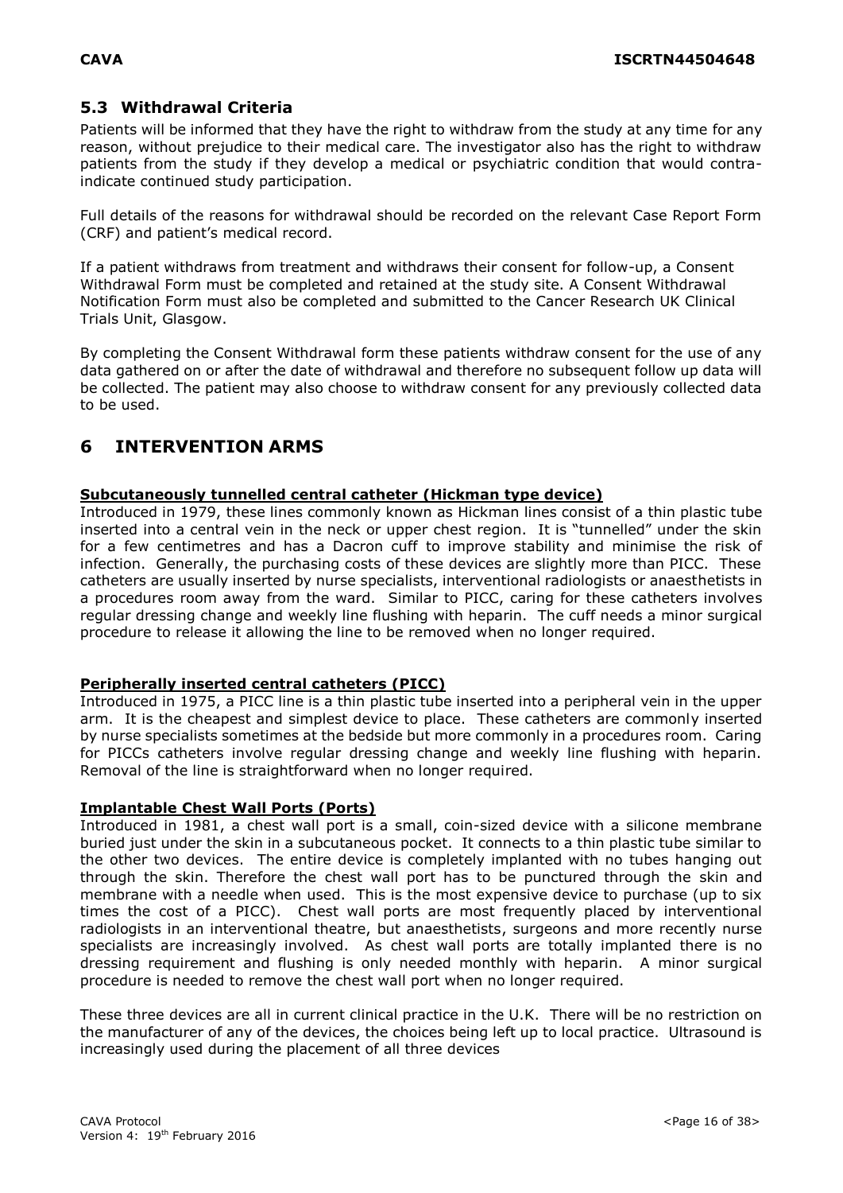## 5.3 Withdrawal Criteria

Patients will be informed that they have the right to withdraw from the study at any time for any reason, without prejudice to their medical care. The investigator also has the right to withdraw patients from the study if they develop a medical or psychiatric condition that would contra-indicate continued study participation.

Full details of the reasons for withdrawal should be recorded on the relevant Case Report Form (CRF) and patient's medical record.

If a patient withdraws from treatment and withdraws their consent for follow-up, a Consent Withdrawal Form must be completed and retained at the study site. A Consent Withdrawal Notification Form must also be completed and submitted to the Cancer Research UK Clinical Trials Unit, Glasgow.

By completing the Consent Withdrawal form these patients withdraw consent for the use of any data gathered on or after the date of withdrawal and therefore no subsequent follow up data will be collected. The patient may also choose to withdraw consent for any previously collected data to be used.

# 6 INTERVENTION ARMS

**Subcutaneously tunnelled central catheter (Hickman type device)**

Introduced in 1979, these lines commonly known as Hickman lines consist of a thin plastic tube inserted into a central vein in the neck or upper chest region. It is "tunnelled" under the skin for a few centimetres and has a Dacron cuff to improve stability and minimise the risk of infection. Generally, the purchasing costs of these devices are slightly more than PICC. These catheters are usually inserted by nurse specialists, interventional radiologists or anaesthetists in a procedures room away from the ward. Similar to PICC, caring for these catheters involves regular dressing change and weekly line flushing with heparin. The cuff needs a minor surgical procedure to release it allowing the line to be removed when no longer required.

**Peripherally inserted central catheters (PICC)**

Introduced in 1975, a PICC line is a thin plastic tube inserted into a peripheral vein in the upper arm. It is the cheapest and simplest device to place. These catheters are commonly inserted by nurse specialists sometimes at the bedside but more commonly in a procedures room. Caring for PICCs catheters involve regular dressing change and weekly line flushing with heparin. Removal of the line is straightforward when no longer required.

**Implantable Chest Wall Ports (Ports)**

Introduced in 1981, a chest wall port is a small, coin-sized device with a silicone membrane buried just under the skin in a subcutaneous pocket. It connects to a thin plastic tube similar to the other two devices. The entire device is completely implanted with no tubes hanging out through the skin. Therefore the chest wall port has to be punctured through the skin and membrane with a needle when used. This is the most expensive device to purchase (up to six times the cost of a PICC). Chest wall ports are most frequently placed by interventional radiologists in an interventional theatre, but anaesthetists, surgeons and more recently nurse specialists are increasingly involved. As chest wall ports are totally implanted there is no dressing requirement and flushing is only needed monthly with heparin. A minor surgical procedure is needed to remove the chest wall port when no longer required.

These three devices are all in current clinical practice in the U.K. There will be no restriction on the manufacturer of any of the devices, the choices being left up to local practice. Ultrasound is increasingly used during the placement of all three devices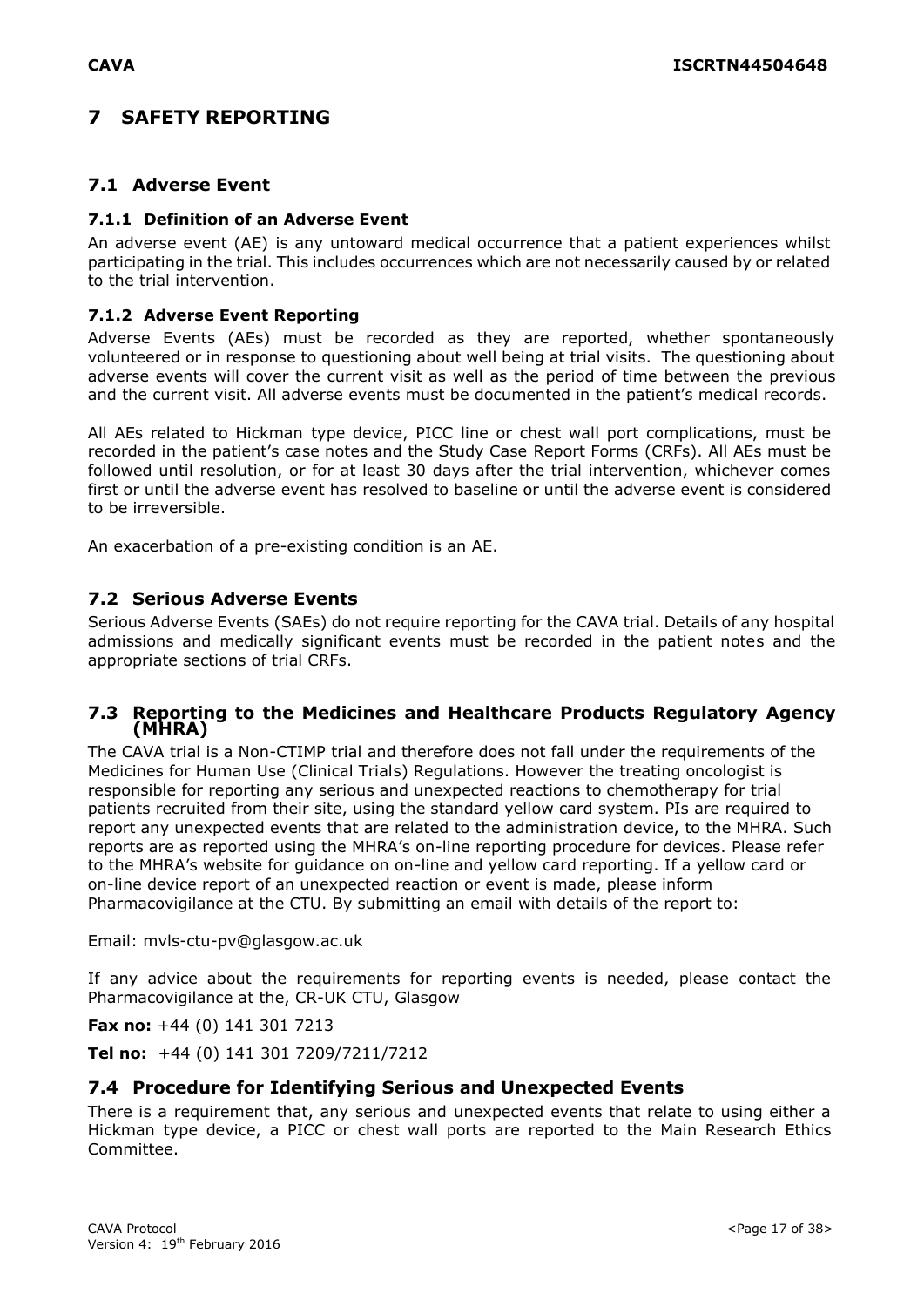# 7 SAFETY REPORTING

## 7.1 Adverse Event

### 7.1.1 Definition of an Adverse Event

An adverse event (AE) is any untoward medical occurrence that a patient experiences whilst participating in the trial. This includes occurrences which are not necessarily caused by or related to the trial intervention.

### 7.1.2 Adverse Event Reporting

Adverse Events (AEs) must be recorded as they are reported, whether spontaneously volunteered or in response to questioning about well being at trial visits. The questioning about adverse events will cover the current visit as well as the period of time between the previous and the current visit. All adverse events must be documented in the patient's medical records.

All AEs related to Hickman type device, PICC line or chest wall port complications, must be recorded in the patient's case notes and the Study Case Report Forms (CRFs). All AEs must be followed until resolution, or for at least 30 days after the trial intervention, whichever comes first or until the adverse event has resolved to baseline or until the adverse event is considered to be irreversible.

An exacerbation of a pre-existing condition is an AE.

## 7.2 Serious Adverse Events

Serious Adverse Events (SAEs) do not require reporting for the CAVA trial. Details of any hospital admissions and medically significant events must be recorded in the patient notes and the appropriate sections of trial CRFs.

## 7.3 Reporting to the Medicines and Healthcare Products Regulatory Agency (MHRA)

The CAVA trial is a Non-CTIMP trial and therefore does not fall under the requirements of the Medicines for Human Use (Clinical Trials) Regulations. However the treating oncologist is responsible for reporting any serious and unexpected reactions to chemotherapy for trial patients recruited from their site, using the standard yellow card system. PIs are required to report any unexpected events that are related to the administration device, to the MHRA. Such reports are as reported using the MHRA's on-line reporting procedure for devices. Please refer to the MHRA's website for guidance on on-line and yellow card reporting. If a yellow card or on-line device report of an unexpected reaction or event is made, please inform Pharmacovigilance at the CTU. By submitting an email with details of the report to:

Email: mvls-ctu-pv@glasgow.ac.uk

If any advice about the requirements for reporting events is needed, please contact the Pharmacovigilance at the, CR-UK CTU, Glasgow

**Fax no:** +44 (0) 141 301 7213

**Tel no:** +44 (0) 141 301 7209/7211/7212

## 7.4 Procedure for Identifying Serious and Unexpected Events

There is a requirement that, any serious and unexpected events that relate to using either a Hickman type device, a PICC or chest wall ports are reported to the Main Research Ethics Committee.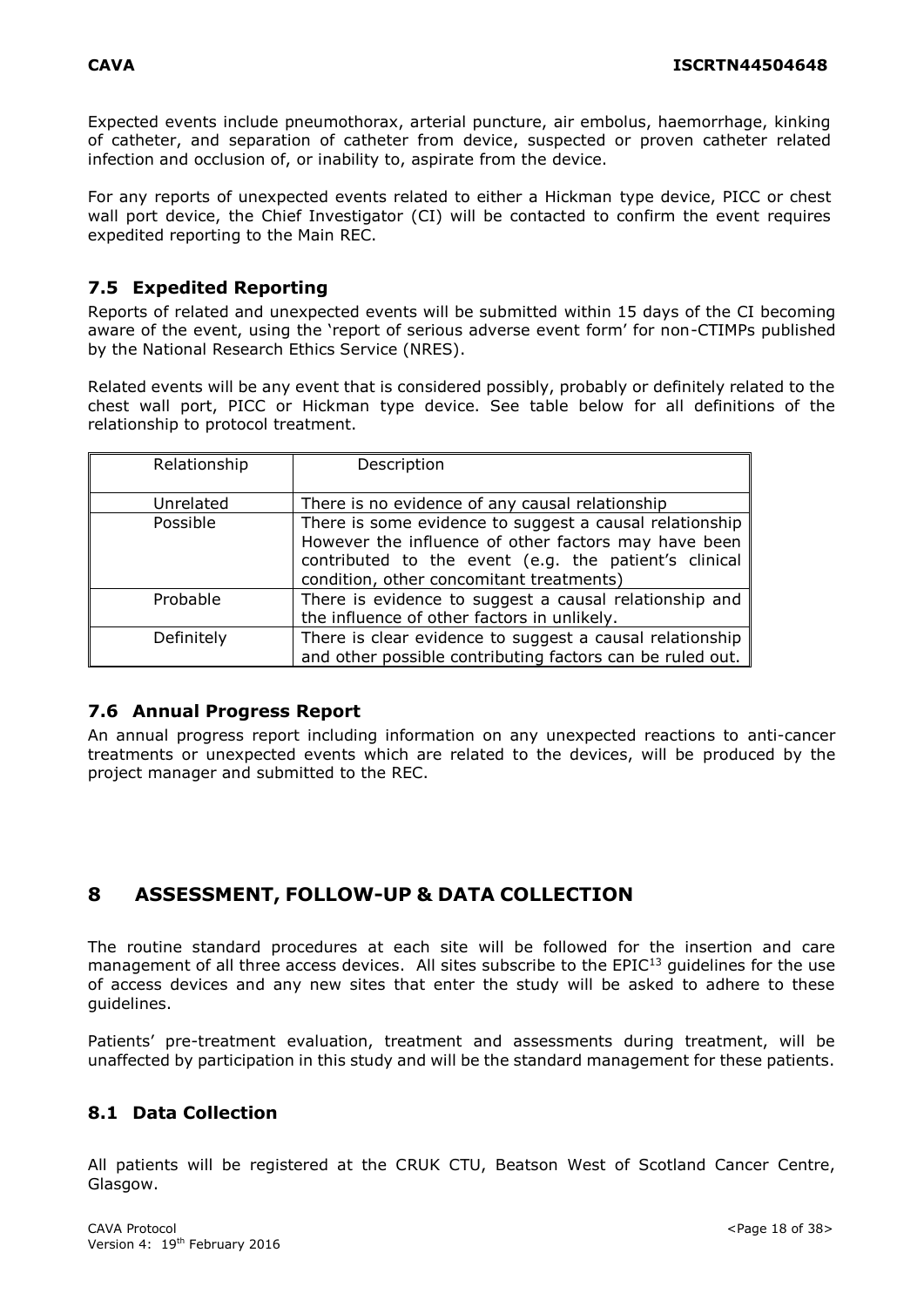Expected events include pneumothorax, arterial puncture, air embolus, haemorrhage, kinking of catheter, and separation of catheter from device, suspected or proven catheter related infection and occlusion of, or inability to, aspirate from the device.

For any reports of unexpected events related to either a Hickman type device, PICC or chest wall port device, the Chief Investigator (CI) will be contacted to confirm the event requires expedited reporting to the Main REC.

### 7.5 Expedited Reporting

Reports of related and unexpected events will be submitted within 15 days of the CI becoming aware of the event, using the 'report of serious adverse event form' for non-CTIMPs published by the National Research Ethics Service (NRES).

Related events will be any event that is considered possibly, probably or definitely related to the chest wall port, PICC or Hickman type device. See table below for all definitions of the relationship to protocol treatment.

| Relationship | Description |
|---|---|
| Unrelated | There is no evidence of any causal relationship |
| Possible | There is some evidence to suggest a causal relationship However the influence of other factors may have been contributed to the event (e.g. the patient's clinical condition, other concomitant treatments) |
| Probable | There is evidence to suggest a causal relationship and the influence of other factors in unlikely. |
| Definitely | There is clear evidence to suggest a causal relationship and other possible contributing factors can be ruled out. |

### 7.6 Annual Progress Report

An annual progress report including information on any unexpected reactions to anti-cancer treatments or unexpected events which are related to the devices, will be produced by the project manager and submitted to the REC.

## 8 ASSESSMENT, FOLLOW-UP & DATA COLLECTION

The routine standard procedures at each site will be followed for the insertion and care management of all three access devices. All sites subscribe to the EPIC[13] guidelines for the use of access devices and any new sites that enter the study will be asked to adhere to these guidelines.

Patients' pre-treatment evaluation, treatment and assessments during treatment, will be unaffected by participation in this study and will be the standard management for these patients.

### 8.1 Data Collection

All patients will be registered at the CRUK CTU, Beatson West of Scotland Cancer Centre, Glasgow.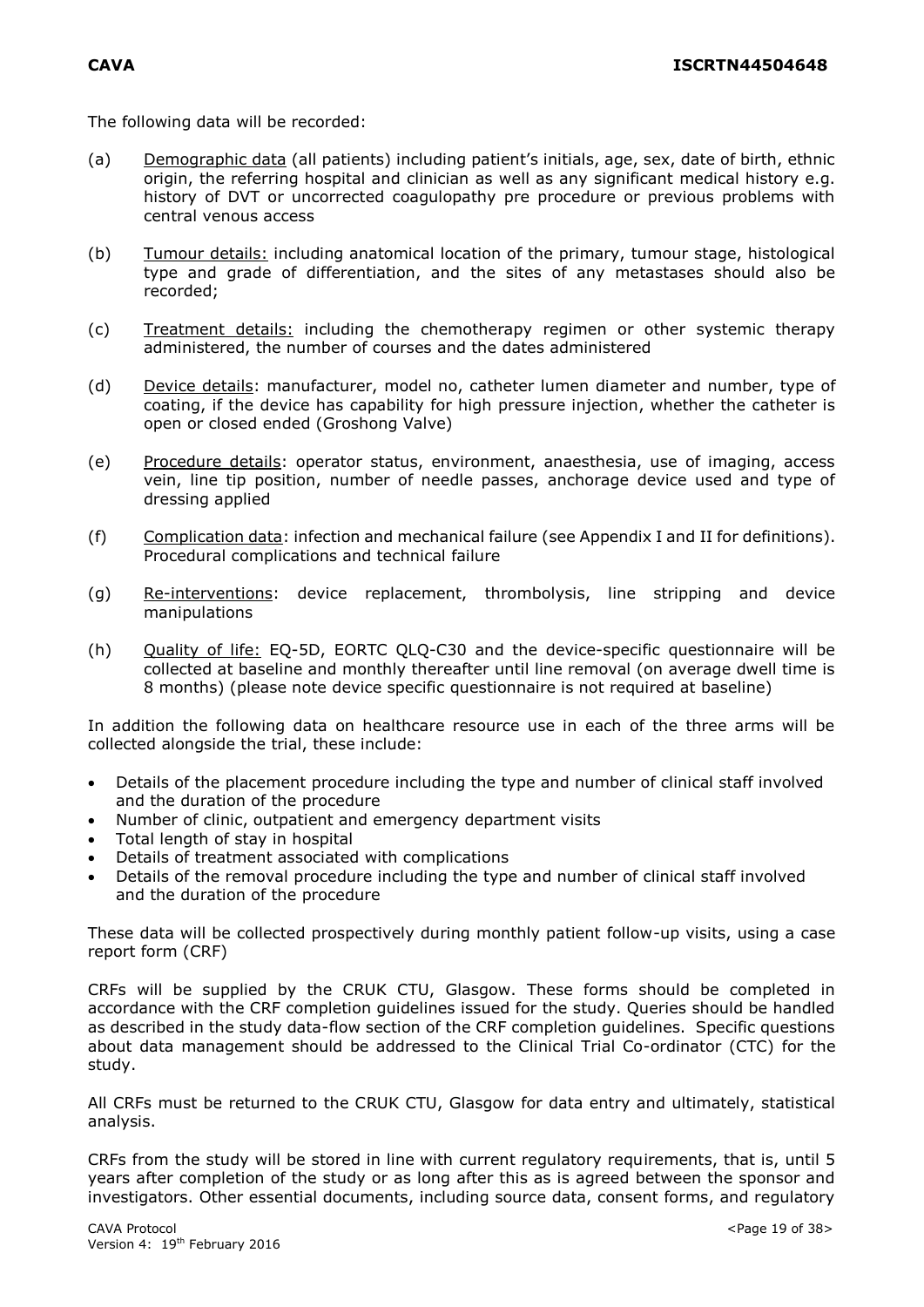The following data will be recorded:

(a) Demographic data (all patients) including patient's initials, age, sex, date of birth, ethnic origin, the referring hospital and clinician as well as any significant medical history e.g. history of DVT or uncorrected coagulopathy pre procedure or previous problems with central venous access

(b) Tumour details: including anatomical location of the primary, tumour stage, histological type and grade of differentiation, and the sites of any metastases should also be recorded;

(c) Treatment details: including the chemotherapy regimen or other systemic therapy administered, the number of courses and the dates administered

(d) Device details: manufacturer, model no, catheter lumen diameter and number, type of coating, if the device has capability for high pressure injection, whether the catheter is open or closed ended (Groshong Valve)

(e) Procedure details: operator status, environment, anaesthesia, use of imaging, access vein, line tip position, number of needle passes, anchorage device used and type of dressing applied

(f) Complication data: infection and mechanical failure (see Appendix I and II for definitions). Procedural complications and technical failure

(g) Re-interventions: device replacement, thrombolysis, line stripping and device manipulations

(h) Quality of life: EQ-5D, EORTC QLQ-C30 and the device-specific questionnaire will be collected at baseline and monthly thereafter until line removal (on average dwell time is 8 months) (please note device specific questionnaire is not required at baseline)

In addition the following data on healthcare resource use in each of the three arms will be collected alongside the trial, these include:

- Details of the placement procedure including the type and number of clinical staff involved and the duration of the procedure
- Number of clinic, outpatient and emergency department visits
- Total length of stay in hospital
- Details of treatment associated with complications
- Details of the removal procedure including the type and number of clinical staff involved and the duration of the procedure

These data will be collected prospectively during monthly patient follow-up visits, using a case report form (CRF)

CRFs will be supplied by the CRUK CTU, Glasgow. These forms should be completed in accordance with the CRF completion guidelines issued for the study. Queries should be handled as described in the study data-flow section of the CRF completion guidelines. Specific questions about data management should be addressed to the Clinical Trial Co-ordinator (CTC) for the study.

All CRFs must be returned to the CRUK CTU, Glasgow for data entry and ultimately, statistical analysis.

CRFs from the study will be stored in line with current regulatory requirements, that is, until 5 years after completion of the study or as long after this as is agreed between the sponsor and investigators. Other essential documents, including source data, consent forms, and regulatory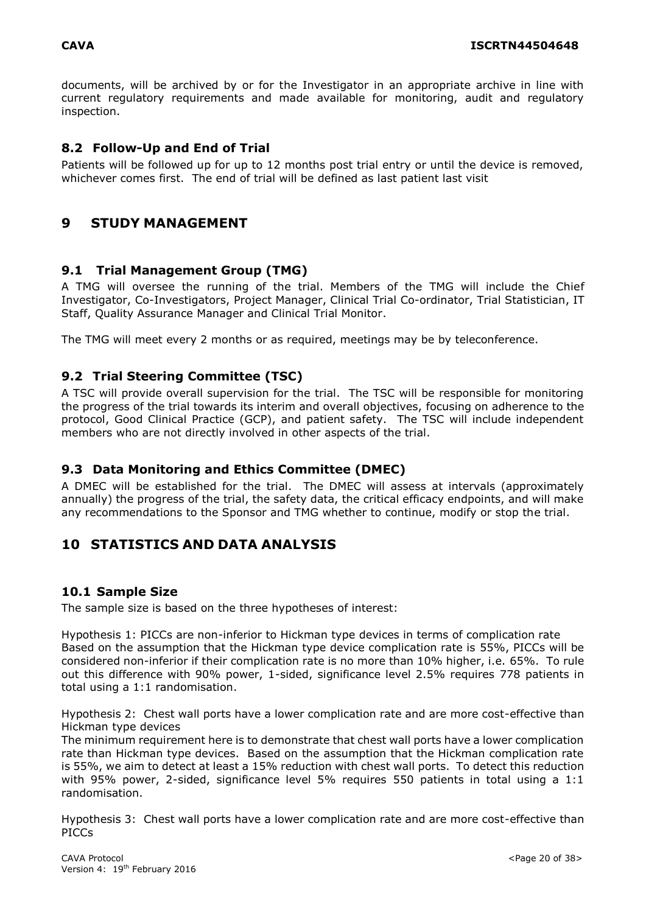documents, will be archived by or for the Investigator in an appropriate archive in line with current regulatory requirements and made available for monitoring, audit and regulatory inspection.

### 8.2 Follow-Up and End of Trial

Patients will be followed up for up to 12 months post trial entry or until the device is removed, whichever comes first. The end of trial will be defined as last patient last visit

## 9 STUDY MANAGEMENT

### 9.1 Trial Management Group (TMG)

A TMG will oversee the running of the trial. Members of the TMG will include the Chief Investigator, Co-Investigators, Project Manager, Clinical Trial Co-ordinator, Trial Statistician, IT Staff, Quality Assurance Manager and Clinical Trial Monitor.

The TMG will meet every 2 months or as required, meetings may be by teleconference.

### 9.2 Trial Steering Committee (TSC)

A TSC will provide overall supervision for the trial. The TSC will be responsible for monitoring the progress of the trial towards its interim and overall objectives, focusing on adherence to the protocol, Good Clinical Practice (GCP), and patient safety. The TSC will include independent members who are not directly involved in other aspects of the trial.

### 9.3 Data Monitoring and Ethics Committee (DMEC)

A DMEC will be established for the trial. The DMEC will assess at intervals (approximately annually) the progress of the trial, the safety data, the critical efficacy endpoints, and will make any recommendations to the Sponsor and TMG whether to continue, modify or stop the trial.

## 10 STATISTICS AND DATA ANALYSIS

### 10.1 Sample Size

The sample size is based on the three hypotheses of interest:

Hypothesis 1: PICCs are non-inferior to Hickman type devices in terms of complication rate
Based on the assumption that the Hickman type device complication rate is 55%, PICCs will be considered non-inferior if their complication rate is no more than 10% higher, i.e. 65%. To rule out this difference with 90% power, 1-sided, significance level 2.5% requires 778 patients in total using a 1:1 randomisation.

Hypothesis 2: Chest wall ports have a lower complication rate and are more cost-effective than Hickman type devices
The minimum requirement here is to demonstrate that chest wall ports have a lower complication rate than Hickman type devices. Based on the assumption that the Hickman complication rate is 55%, we aim to detect at least a 15% reduction with chest wall ports. To detect this reduction with 95% power, 2-sided, significance level 5% requires 550 patients in total using a 1:1 randomisation.

Hypothesis 3: Chest wall ports have a lower complication rate and are more cost-effective than PICCs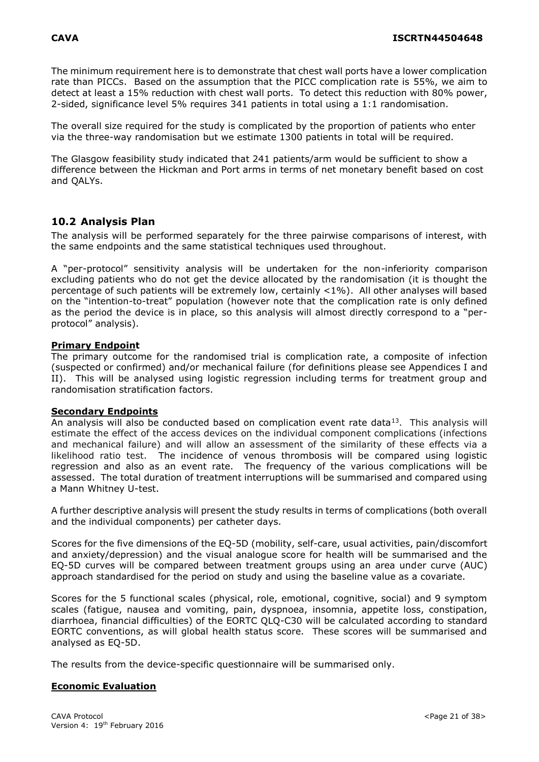The minimum requirement here is to demonstrate that chest wall ports have a lower complication rate than PICCs. Based on the assumption that the PICC complication rate is 55%, we aim to detect at least a 15% reduction with chest wall ports. To detect this reduction with 80% power, 2-sided, significance level 5% requires 341 patients in total using a 1:1 randomisation.

The overall size required for the study is complicated by the proportion of patients who enter via the three-way randomisation but we estimate 1300 patients in total will be required.

The Glasgow feasibility study indicated that 241 patients/arm would be sufficient to show a difference between the Hickman and Port arms in terms of net monetary benefit based on cost and QALYs.

## 10.2 Analysis Plan

The analysis will be performed separately for the three pairwise comparisons of interest, with the same endpoints and the same statistical techniques used throughout.

A "per-protocol" sensitivity analysis will be undertaken for the non-inferiority comparison excluding patients who do not get the device allocated by the randomisation (it is thought the percentage of such patients will be extremely low, certainly <1%). All other analyses will based on the "intention-to-treat" population (however note that the complication rate is only defined as the period the device is in place, so this analysis will almost directly correspond to a "per-protocol" analysis).

**Primary Endpoint**

The primary outcome for the randomised trial is complication rate, a composite of infection (suspected or confirmed) and/or mechanical failure (for definitions please see Appendices I and II). This will be analysed using logistic regression including terms for treatment group and randomisation stratification factors.

**Secondary Endpoints**

An analysis will also be conducted based on complication event rate data[13]. This analysis will estimate the effect of the access devices on the individual component complications (infections and mechanical failure) and will allow an assessment of the similarity of these effects via a likelihood ratio test. The incidence of venous thrombosis will be compared using logistic regression and also as an event rate. The frequency of the various complications will be assessed. The total duration of treatment interruptions will be summarised and compared using a Mann Whitney U-test.

A further descriptive analysis will present the study results in terms of complications (both overall and the individual components) per catheter days.

Scores for the five dimensions of the EQ-5D (mobility, self-care, usual activities, pain/discomfort and anxiety/depression) and the visual analogue score for health will be summarised and the EQ-5D curves will be compared between treatment groups using an area under curve (AUC) approach standardised for the period on study and using the baseline value as a covariate.

Scores for the 5 functional scales (physical, role, emotional, cognitive, social) and 9 symptom scales (fatigue, nausea and vomiting, pain, dyspnoea, insomnia, appetite loss, constipation, diarrhoea, financial difficulties) of the EORTC QLQ-C30 will be calculated according to standard EORTC conventions, as will global health status score. These scores will be summarised and analysed as EQ-5D.

The results from the device-specific questionnaire will be summarised only.

**Economic Evaluation**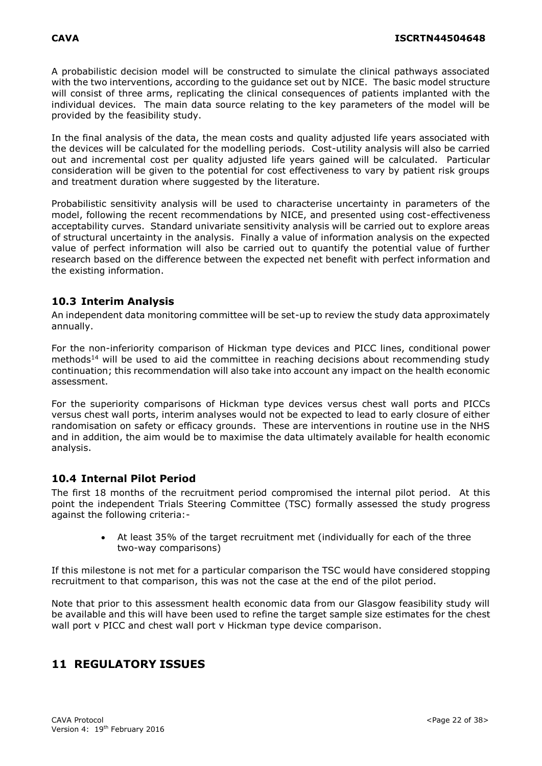A probabilistic decision model will be constructed to simulate the clinical pathways associated with the two interventions, according to the guidance set out by NICE. The basic model structure will consist of three arms, replicating the clinical consequences of patients implanted with the individual devices. The main data source relating to the key parameters of the model will be provided by the feasibility study.

In the final analysis of the data, the mean costs and quality adjusted life years associated with the devices will be calculated for the modelling periods. Cost-utility analysis will also be carried out and incremental cost per quality adjusted life years gained will be calculated. Particular consideration will be given to the potential for cost effectiveness to vary by patient risk groups and treatment duration where suggested by the literature.

Probabilistic sensitivity analysis will be used to characterise uncertainty in parameters of the model, following the recent recommendations by NICE, and presented using cost-effectiveness acceptability curves. Standard univariate sensitivity analysis will be carried out to explore areas of structural uncertainty in the analysis. Finally a value of information analysis on the expected value of perfect information will also be carried out to quantify the potential value of further research based on the difference between the expected net benefit with perfect information and the existing information.

## 10.3 Interim Analysis

An independent data monitoring committee will be set-up to review the study data approximately annually.

For the non-inferiority comparison of Hickman type devices and PICC lines, conditional power methods[14] will be used to aid the committee in reaching decisions about recommending study continuation; this recommendation will also take into account any impact on the health economic assessment.

For the superiority comparisons of Hickman type devices versus chest wall ports and PICCs versus chest wall ports, interim analyses would not be expected to lead to early closure of either randomisation on safety or efficacy grounds. These are interventions in routine use in the NHS and in addition, the aim would be to maximise the data ultimately available for health economic analysis.

## 10.4 Internal Pilot Period

The first 18 months of the recruitment period compromised the internal pilot period. At this point the independent Trials Steering Committee (TSC) formally assessed the study progress against the following criteria:-

- At least 35% of the target recruitment met (individually for each of the three two-way comparisons)

If this milestone is not met for a particular comparison the TSC would have considered stopping recruitment to that comparison, this was not the case at the end of the pilot period.

Note that prior to this assessment health economic data from our Glasgow feasibility study will be available and this will have been used to refine the target sample size estimates for the chest wall port v PICC and chest wall port v Hickman type device comparison.

# 11 REGULATORY ISSUES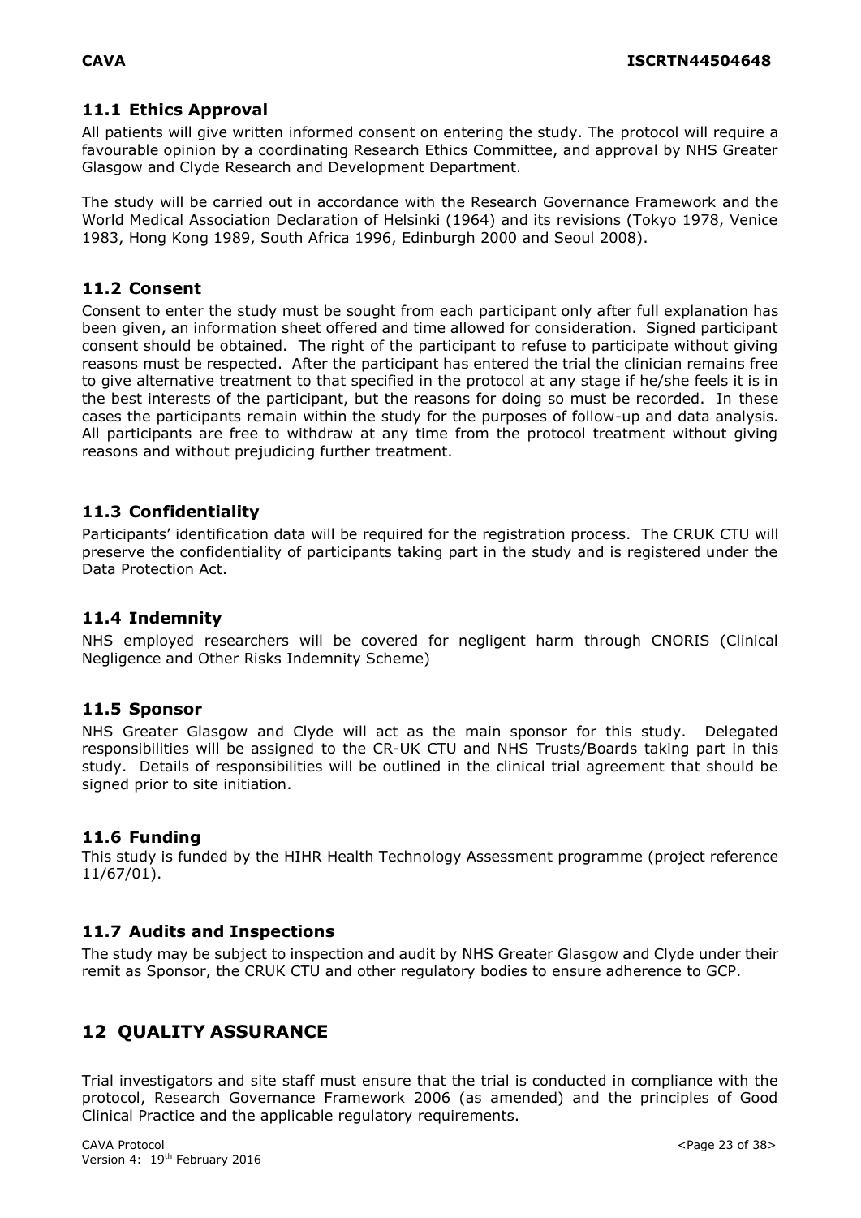### 11.1 Ethics Approval

All patients will give written informed consent on entering the study. The protocol will require a favourable opinion by a coordinating Research Ethics Committee, and approval by NHS Greater Glasgow and Clyde Research and Development Department.

The study will be carried out in accordance with the Research Governance Framework and the World Medical Association Declaration of Helsinki (1964) and its revisions (Tokyo 1978, Venice 1983, Hong Kong 1989, South Africa 1996, Edinburgh 2000 and Seoul 2008).

### 11.2 Consent

Consent to enter the study must be sought from each participant only after full explanation has been given, an information sheet offered and time allowed for consideration. Signed participant consent should be obtained. The right of the participant to refuse to participate without giving reasons must be respected. After the participant has entered the trial the clinician remains free to give alternative treatment to that specified in the protocol at any stage if he/she feels it is in the best interests of the participant, but the reasons for doing so must be recorded. In these cases the participants remain within the study for the purposes of follow-up and data analysis. All participants are free to withdraw at any time from the protocol treatment without giving reasons and without prejudicing further treatment.

### 11.3 Confidentiality

Participants' identification data will be required for the registration process. The CRUK CTU will preserve the confidentiality of participants taking part in the study and is registered under the Data Protection Act.

### 11.4 Indemnity

NHS employed researchers will be covered for negligent harm through CNORIS (Clinical Negligence and Other Risks Indemnity Scheme)

### 11.5 Sponsor

NHS Greater Glasgow and Clyde will act as the main sponsor for this study. Delegated responsibilities will be assigned to the CR-UK CTU and NHS Trusts/Boards taking part in this study. Details of responsibilities will be outlined in the clinical trial agreement that should be signed prior to site initiation.

### 11.6 Funding

This study is funded by the HIHR Health Technology Assessment programme (project reference 11/67/01).

### 11.7 Audits and Inspections

The study may be subject to inspection and audit by NHS Greater Glasgow and Clyde under their remit as Sponsor, the CRUK CTU and other regulatory bodies to ensure adherence to GCP.

## 12 QUALITY ASSURANCE

Trial investigators and site staff must ensure that the trial is conducted in compliance with the protocol, Research Governance Framework 2006 (as amended) and the principles of Good Clinical Practice and the applicable regulatory requirements.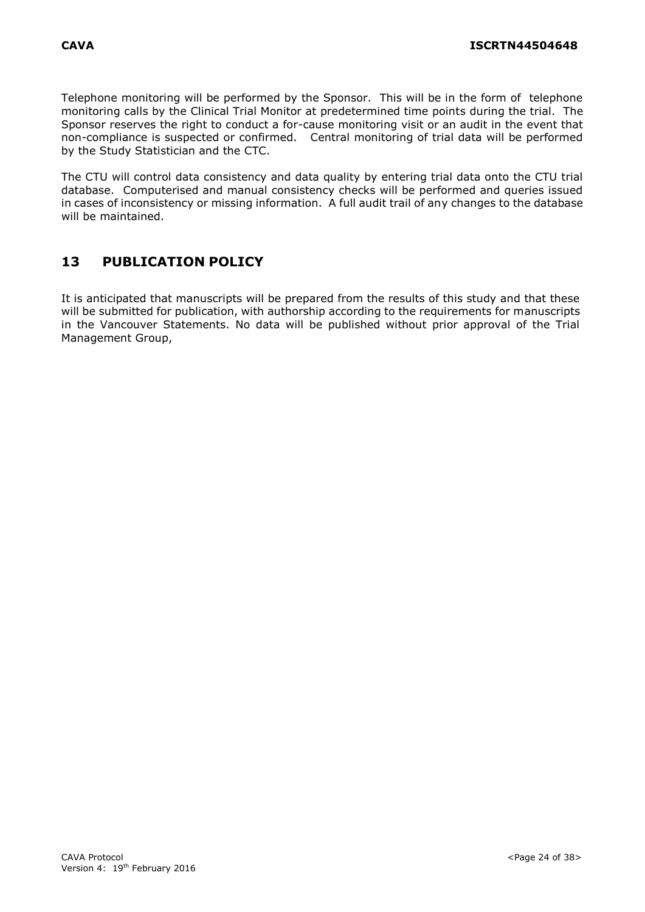Telephone monitoring will be performed by the Sponsor. This will be in the form of telephone monitoring calls by the Clinical Trial Monitor at predetermined time points during the trial. The Sponsor reserves the right to conduct a for-cause monitoring visit or an audit in the event that non-compliance is suspected or confirmed. Central monitoring of trial data will be performed by the Study Statistician and the CTC.

The CTU will control data consistency and data quality by entering trial data onto the CTU trial database. Computerised and manual consistency checks will be performed and queries issued in cases of inconsistency or missing information. A full audit trail of any changes to the database will be maintained.

## 13 PUBLICATION POLICY

It is anticipated that manuscripts will be prepared from the results of this study and that these will be submitted for publication, with authorship according to the requirements for manuscripts in the Vancouver Statements. No data will be published without prior approval of the Trial Management Group,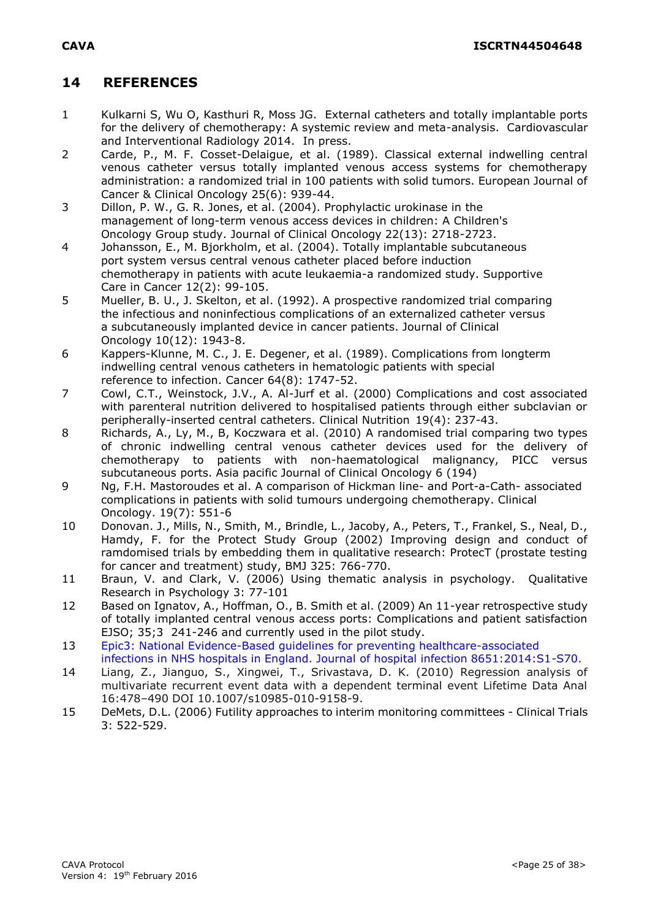## 14 REFERENCES

1. Kulkarni S, Wu O, Kasthuri R, Moss JG. External catheters and totally implantable ports for the delivery of chemotherapy: A systemic review and meta-analysis. Cardiovascular and Interventional Radiology 2014. In press.
2. Carde, P., M. F. Cosset-Delaigue, et al. (1989). Classical external indwelling central venous catheter versus totally implanted venous access systems for chemotherapy administration: a randomized trial in 100 patients with solid tumors. European Journal of Cancer & Clinical Oncology 25(6): 939-44.
3. Dillon, P. W., G. R. Jones, et al. (2004). Prophylactic urokinase in the management of long-term venous access devices in children: A Children's Oncology Group study. Journal of Clinical Oncology 22(13): 2718-2723.
4. Johansson, E., M. Bjorkholm, et al. (2004). Totally implantable subcutaneous port system versus central venous catheter placed before induction chemotherapy in patients with acute leukaemia-a randomized study. Supportive Care in Cancer 12(2): 99-105.
5. Mueller, B. U., J. Skelton, et al. (1992). A prospective randomized trial comparing the infectious and noninfectious complications of an externalized catheter versus a subcutaneously implanted device in cancer patients. Journal of Clinical Oncology 10(12): 1943-8.
6. Kappers-Klunne, M. C., J. E. Degener, et al. (1989). Complications from longterm indwelling central venous catheters in hematologic patients with special reference to infection. Cancer 64(8): 1747-52.
7. Cowl, C.T., Weinstock, J.V., A. Al-Jurf et al. (2000) Complications and cost associated with parenteral nutrition delivered to hospitalised patients through either subclavian or peripherally-inserted central catheters. Clinical Nutrition 19(4): 237-43.
8. Richards, A., Ly, M., B, Koczwara et al. (2010) A randomised trial comparing two types of chronic indwelling central venous catheter devices used for the delivery of chemotherapy to patients with non-haematological malignancy, PICC versus subcutaneous ports. Asia pacific Journal of Clinical Oncology 6 (194)
9. Ng, F.H. Mastoroudes et al. A comparison of Hickman line- and Port-a-Cath- associated complications in patients with solid tumours undergoing chemotherapy. Clinical Oncology. 19(7): 551-6
10. Donovan. J., Mills, N., Smith, M., Brindle, L., Jacoby, A., Peters, T., Frankel, S., Neal, D., Hamdy, F. for the Protect Study Group (2002) Improving design and conduct of ramdomised trials by embedding them in qualitative research: ProtecT (prostate testing for cancer and treatment) study, BMJ 325: 766-770.
11. Braun, V. and Clark, V. (2006) Using thematic analysis in psychology. Qualitative Research in Psychology 3: 77-101
12. Based on Ignatov, A., Hoffman, O., B. Smith et al. (2009) An 11-year retrospective study of totally implanted central venous access ports: Complications and patient satisfaction EJSO; 35;3 241-246 and currently used in the pilot study.
13. Epic3: National Evidence-Based guidelines for preventing healthcare-associated infections in NHS hospitals in England. Journal of hospital infection 8651:2014:S1-S70.
14. Liang, Z., Jianguo, S., Xingwei, T., Srivastava, D. K. (2010) Regression analysis of multivariate recurrent event data with a dependent terminal event Lifetime Data Anal 16:478–490 DOI 10.1007/s10985-010-9158-9.
15. DeMets, D.L. (2006) Futility approaches to interim monitoring committees - Clinical Trials 3: 522-529.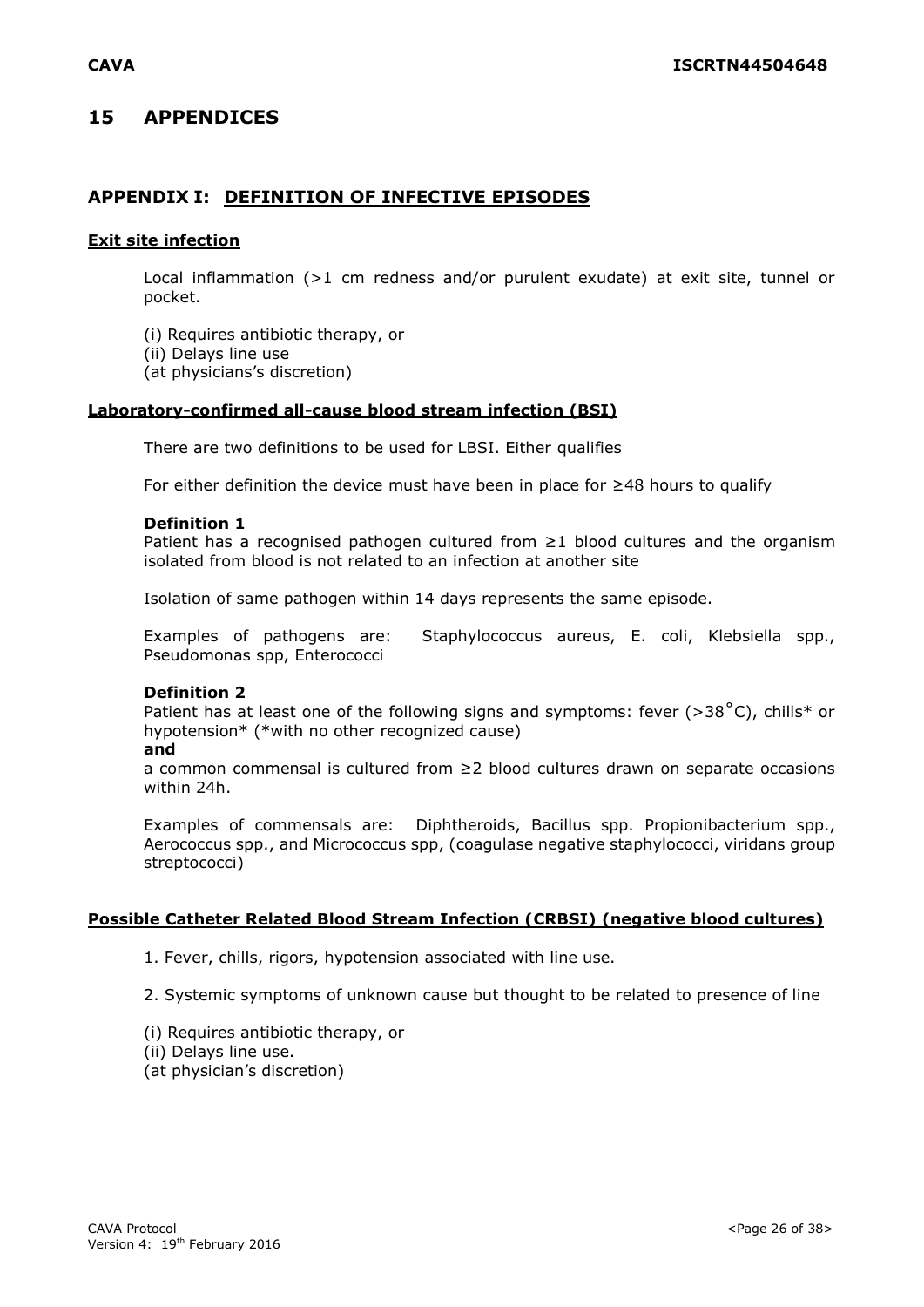# 15 APPENDICES

## APPENDIX I: DEFINITION OF INFECTIVE EPISODES

### Exit site infection

Local inflammation (>1 cm redness and/or purulent exudate) at exit site, tunnel or pocket.

(i) Requires antibiotic therapy, or
(ii) Delays line use
(at physicians's discretion)

### Laboratory-confirmed all-cause blood stream infection (BSI)

There are two definitions to be used for LBSI. Either qualifies

For either definition the device must have been in place for ≥48 hours to qualify

**Definition 1**
Patient has a recognised pathogen cultured from ≥1 blood cultures and the organism isolated from blood is not related to an infection at another site

Isolation of same pathogen within 14 days represents the same episode.

Examples of pathogens are: Staphylococcus aureus, E. coli, Klebsiella spp., Pseudomonas spp, Enterococci

**Definition 2**
Patient has at least one of the following signs and symptoms: fever (>38˚C), chills* or hypotension* (*with no other recognized cause)
**and**
a common commensal is cultured from ≥2 blood cultures drawn on separate occasions within 24h.

Examples of commensals are: Diphtheroids, Bacillus spp. Propionibacterium spp., Aerococcus spp., and Micrococcus spp, (coagulase negative staphylococci, viridans group streptococci)

### Possible Catheter Related Blood Stream Infection (CRBSI) (negative blood cultures)

1. Fever, chills, rigors, hypotension associated with line use.

2. Systemic symptoms of unknown cause but thought to be related to presence of line

(i) Requires antibiotic therapy, or
(ii) Delays line use.
(at physician's discretion)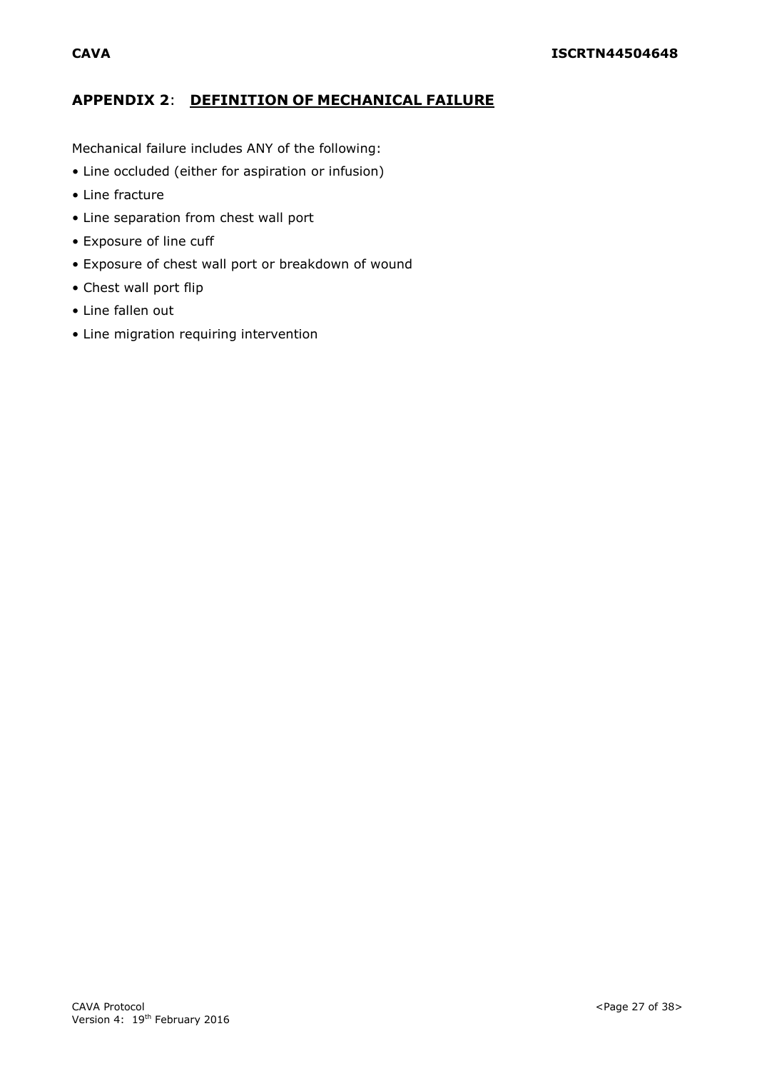## APPENDIX 2: DEFINITION OF MECHANICAL FAILURE

Mechanical failure includes ANY of the following:

- Line occluded (either for aspiration or infusion)
- Line fracture
- Line separation from chest wall port
- Exposure of line cuff
- Exposure of chest wall port or breakdown of wound
- Chest wall port flip
- Line fallen out
- Line migration requiring intervention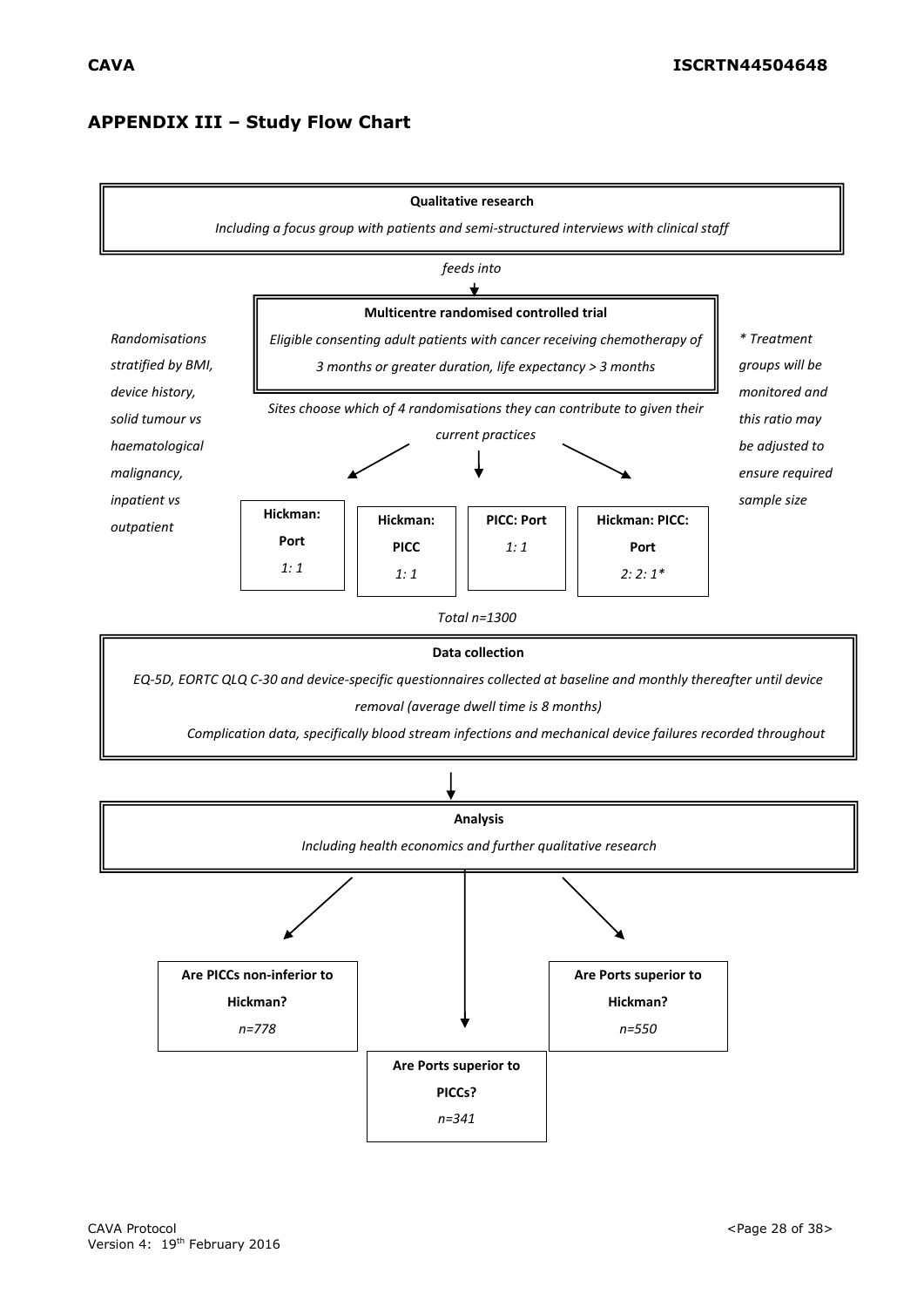## APPENDIX III – Study Flow Chart

**Qualitative research**

*Including a focus group with patients and semi-structured interviews with clinical staff*

*feeds into*

**Multicentre randomised controlled trial**

*Eligible consenting adult patients with cancer receiving chemotherapy of 3 months or greater duration, life expectancy > 3 months*

*Randomisations stratified by BMI, device history, solid tumour vs haematological malignancy, inpatient vs outpatient*

*Sites choose which of 4 randomisations they can contribute to given their current practices*

| **Hickman: Port** | **Hickman: PICC** | **PICC: Port** | **Hickman: PICC: Port** |
|---|---|---|---|
| *1: 1* | *1: 1* | *1: 1* | *2: 2: 1** |

** Treatment groups will be monitored and this ratio may be adjusted to ensure required sample size*

*Total n=1300*

**Data collection**

*EQ-5D, EORTC QLQ C-30 and device-specific questionnaires collected at baseline and monthly thereafter until device removal (average dwell time is 8 months)*

*Complication data, specifically blood stream infections and mechanical device failures recorded throughout*

**Analysis**

*Including health economics and further qualitative research*

- **Are PICCs non-inferior to Hickman?** *n=778*
- **Are Ports superior to PICCs?** *n=341*
- **Are Ports superior to Hickman?** *n=550*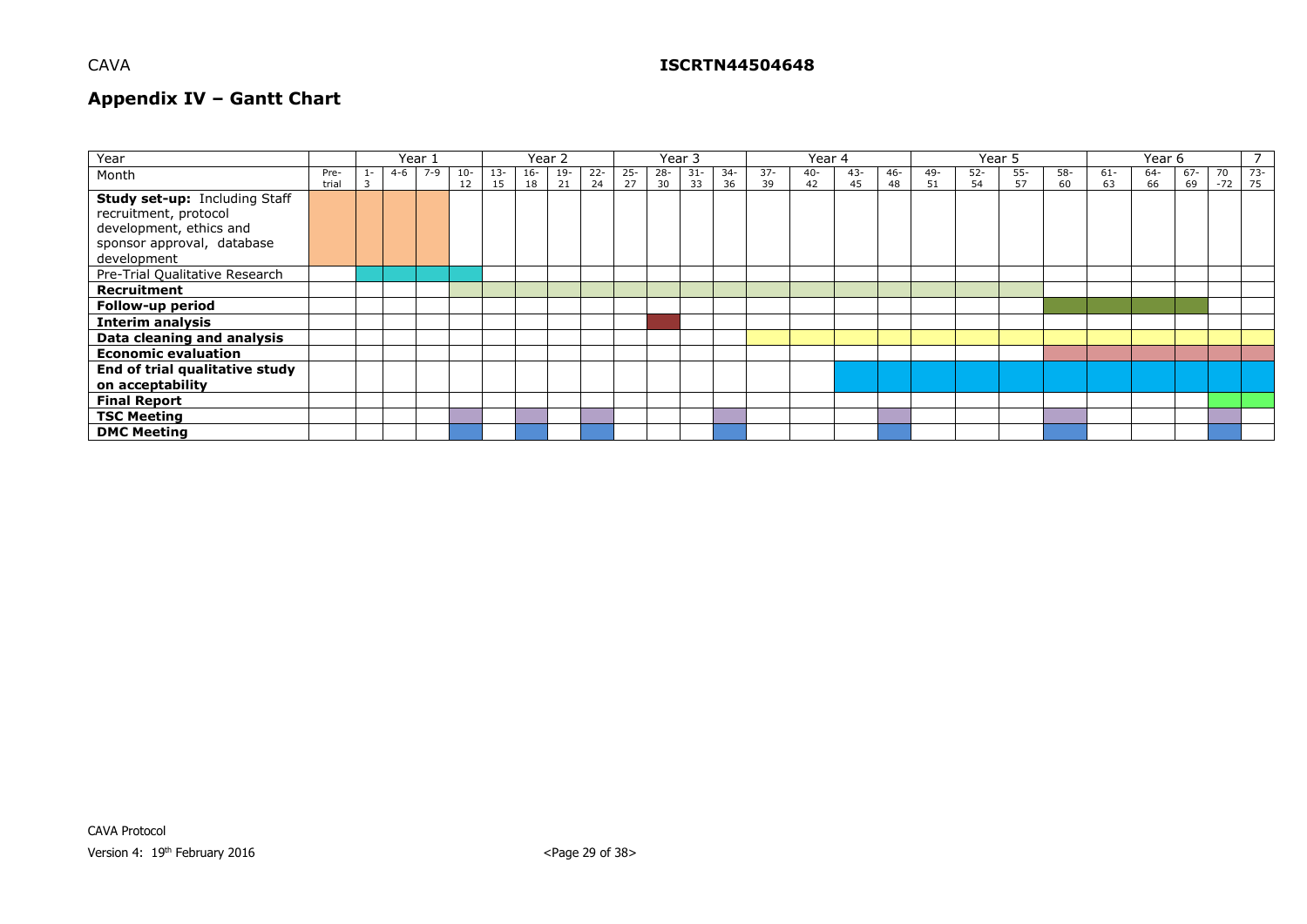## Appendix IV – Gantt Chart

| Year | | Year 1 | | | | Year 2 | | | | Year 3 | | | | Year 4 | | | | Year 5 | | | | Year 6 | | | | 7 |
|---|---|---|---|---|---|---|---|---|---|---|---|---|---|---|---|---|---|---|---|---|---|---|---|---|---|---|
| Month | Pre-trial | 1-3 | 4-6 | 7-9 | 10-12 | 13-15 | 16-18 | 19-21 | 22-24 | 25-27 | 28-30 | 31-33 | 34-36 | 37-39 | 40-42 | 43-45 | 46-48 | 49-51 | 52-54 | 55-57 | 58-60 | 61-63 | 64-66 | 67-69 | 70-72 | 73-75 |
| **Study set-up:** Including Staff recruitment, protocol development, ethics and sponsor approval, database development | ■ | ■ | ■ | ■ | | | | | | | | | | | | | | | | | | | | | | |
| Pre-Trial Qualitative Research | | ■ | ■ | ■ | ■ | | | | | | | | | | | | | | | | | | | | | |
| **Recruitment** | | | | | ■ | ■ | ■ | ■ | ■ | ■ | ■ | ■ | ■ | ■ | ■ | ■ | ■ | ■ | ■ | ■ | | | | | | |
| **Follow-up period** | | | | | | | | | | | | | | | | | | | | | ■ | ■ | ■ | ■ | | |
| **Interim analysis** | | | | | | | | | | | ■ | | | | | | | | | | | | | | | |
| **Data cleaning and analysis** | | | | | | | | | | | | | | ■ | ■ | ■ | ■ | ■ | ■ | ■ | ■ | ■ | ■ | ■ | ■ | ■ |
| **Economic evaluation** | | | | | | | | | | | | | | | | | | | | | ■ | ■ | ■ | ■ | ■ | ■ |
| **End of trial qualitative study on acceptability** | | | | | | | | | | | | | | | | ■ | ■ | ■ | ■ | ■ | ■ | ■ | ■ | ■ | ■ | ■ |
| **Final Report** | | | | | | | | | | | | | | | | | | | | | | | | | ■ | ■ |
| **TSC Meeting** | | | | | ■ | | ■ | | ■ | | | | ■ | | | | ■ | | | | ■ | | | | ■ | |
| **DMC Meeting** | | | | | ■ | | ■ | | ■ | | | | ■ | | | | ■ | | | | ■ | | | | ■ | |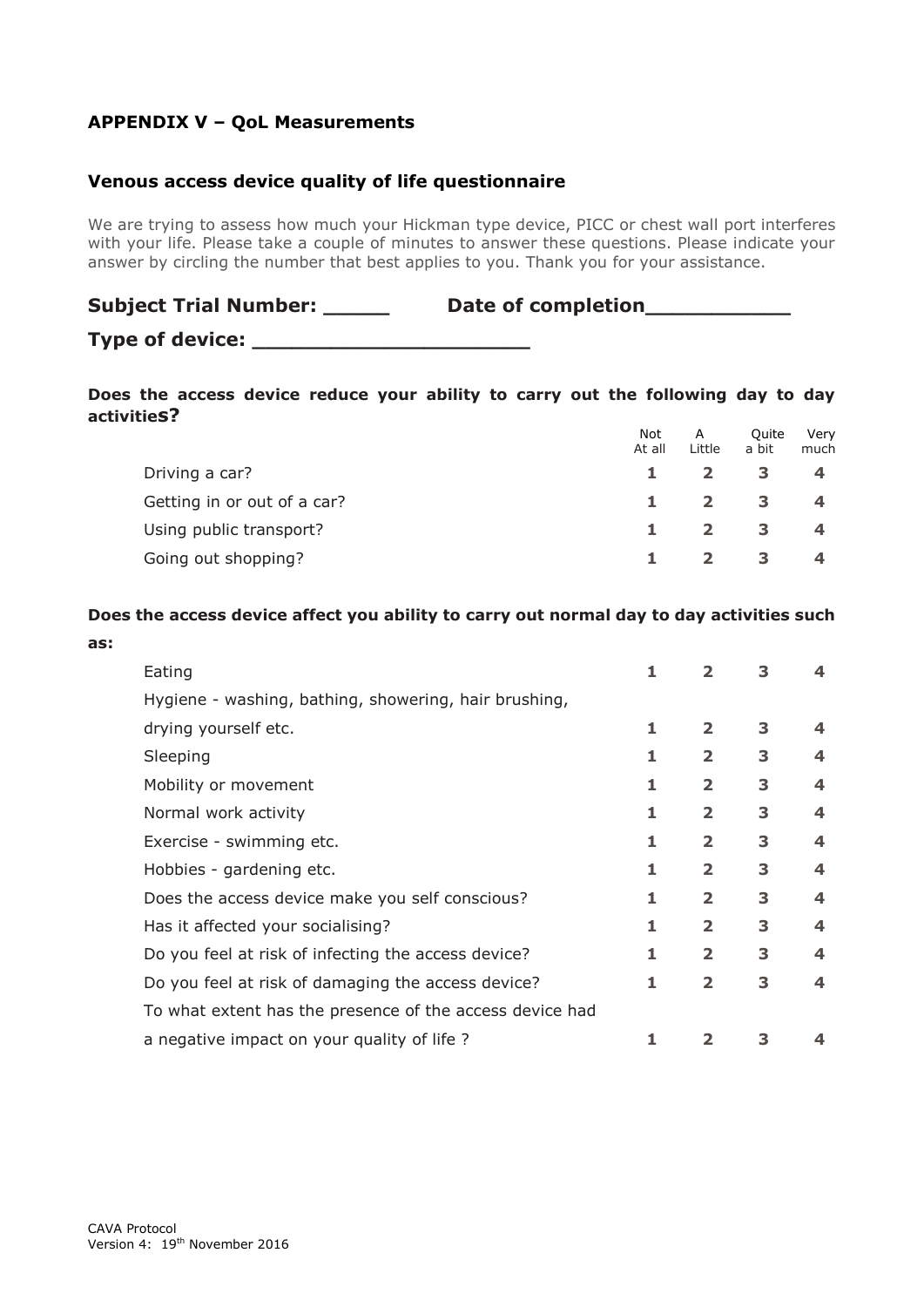## APPENDIX V – QoL Measurements

### Venous access device quality of life questionnaire

We are trying to assess how much your Hickman type device, PICC or chest wall port interferes with your life. Please take a couple of minutes to answer these questions. Please indicate your answer by circling the number that best applies to you. Thank you for your assistance.

**Subject Trial Number: _____ Date of completion___________**

**Type of device: _____________________**

**Does the access device reduce your ability to carry out the following day to day activitieS?**

| | Not At all | A Little | Quite a bit | Very much |
|---|---|---|---|---|
| Driving a car? | **1** | **2** | **3** | **4** |
| Getting in or out of a car? | **1** | **2** | **3** | **4** |
| Using public transport? | **1** | **2** | **3** | **4** |
| Going out shopping? | **1** | **2** | **3** | **4** |

**Does the access device affect you ability to carry out normal day to day activities such as:**

| | | | | |
|---|---|---|---|---|
| Eating | **1** | **2** | **3** | **4** |
| Hygiene - washing, bathing, showering, hair brushing, drying yourself etc. | **1** | **2** | **3** | **4** |
| Sleeping | **1** | **2** | **3** | **4** |
| Mobility or movement | **1** | **2** | **3** | **4** |
| Normal work activity | **1** | **2** | **3** | **4** |
| Exercise - swimming etc. | **1** | **2** | **3** | **4** |
| Hobbies - gardening etc. | **1** | **2** | **3** | **4** |
| Does the access device make you self conscious? | **1** | **2** | **3** | **4** |
| Has it affected your socialising? | **1** | **2** | **3** | **4** |
| Do you feel at risk of infecting the access device? | **1** | **2** | **3** | **4** |
| Do you feel at risk of damaging the access device? | **1** | **2** | **3** | **4** |
| To what extent has the presence of the access device had a negative impact on your quality of life ? | **1** | **2** | **3** | **4** |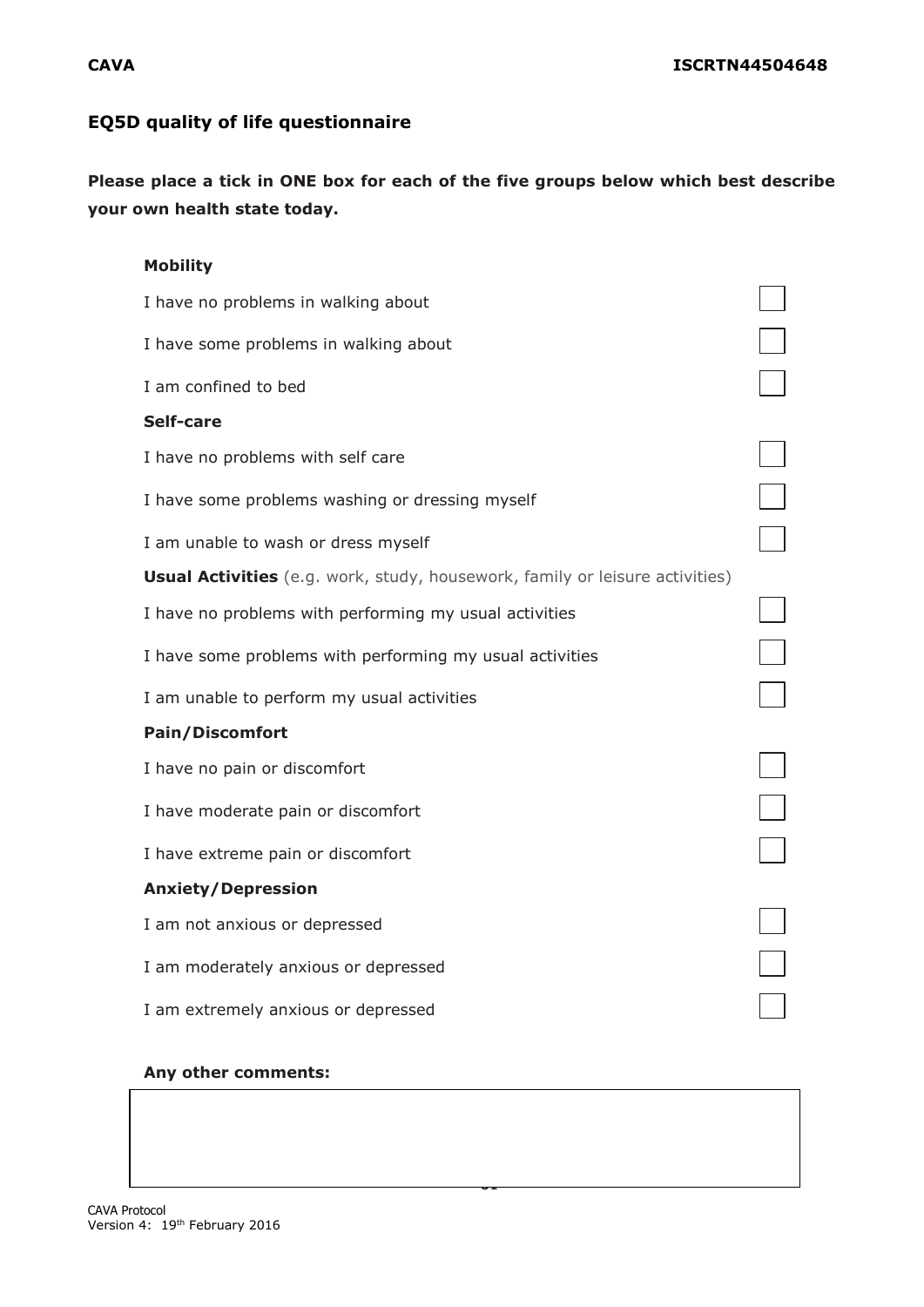## EQ5D quality of life questionnaire

**Please place a tick in ONE box for each of the five groups below which best describe your own health state today.**

**Mobility**

- I have no problems in walking about ☐
- I have some problems in walking about ☐
- I am confined to bed ☐

**Self-care**

- I have no problems with self care ☐
- I have some problems washing or dressing myself ☐
- I am unable to wash or dress myself ☐

**Usual Activities** (e.g. work, study, housework, family or leisure activities)

- I have no problems with performing my usual activities ☐
- I have some problems with performing my usual activities ☐
- I am unable to perform my usual activities ☐

**Pain/Discomfort**

- I have no pain or discomfort ☐
- I have moderate pain or discomfort ☐
- I have extreme pain or discomfort ☐

**Anxiety/Depression**

- I am not anxious or depressed ☐
- I am moderately anxious or depressed ☐
- I am extremely anxious or depressed ☐

**Any other comments:**

| |
|---|
| |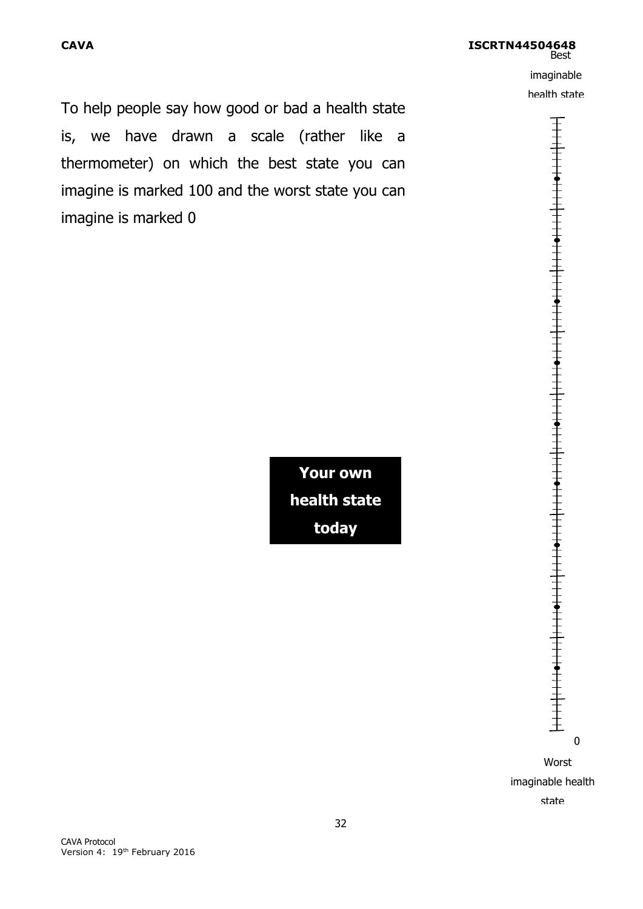To help people say how good or bad a health state is, we have drawn a scale (rather like a thermometer) on which the best state you can imagine is marked 100 and the worst state you can imagine is marked 0

Best imaginable health state

**Your own health state today**

0

Worst imaginable health state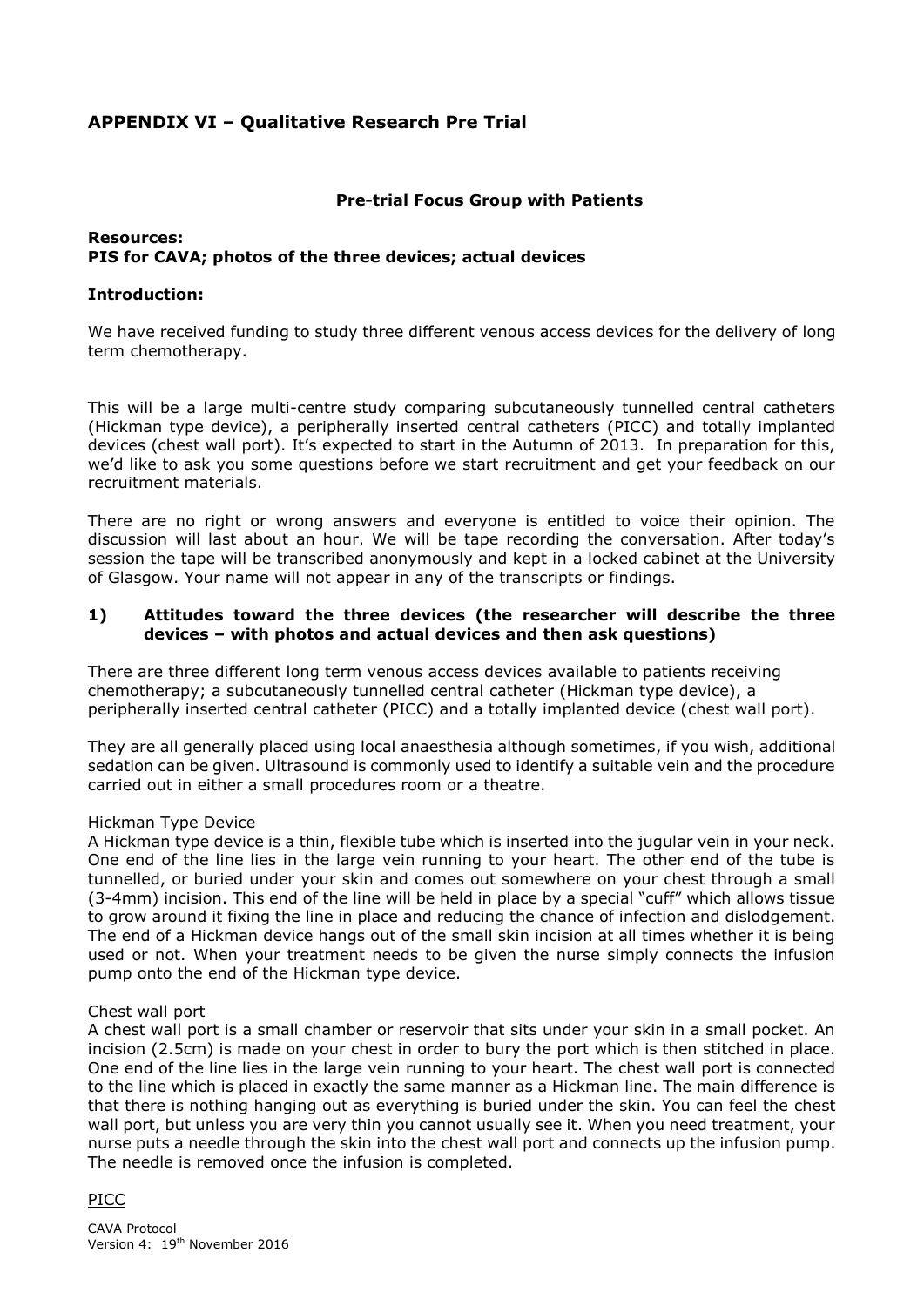## APPENDIX VI – Qualitative Research Pre Trial

### Pre-trial Focus Group with Patients

**Resources:**
**PIS for CAVA; photos of the three devices; actual devices**

**Introduction:**

We have received funding to study three different venous access devices for the delivery of long term chemotherapy.

This will be a large multi-centre study comparing subcutaneously tunnelled central catheters (Hickman type device), a peripherally inserted central catheters (PICC) and totally implanted devices (chest wall port). It's expected to start in the Autumn of 2013. In preparation for this, we'd like to ask you some questions before we start recruitment and get your feedback on our recruitment materials.

There are no right or wrong answers and everyone is entitled to voice their opinion. The discussion will last about an hour. We will be tape recording the conversation. After today's session the tape will be transcribed anonymously and kept in a locked cabinet at the University of Glasgow. Your name will not appear in any of the transcripts or findings.

**1) Attitudes toward the three devices (the researcher will describe the three devices – with photos and actual devices and then ask questions)**

There are three different long term venous access devices available to patients receiving chemotherapy; a subcutaneously tunnelled central catheter (Hickman type device), a peripherally inserted central catheter (PICC) and a totally implanted device (chest wall port).

They are all generally placed using local anaesthesia although sometimes, if you wish, additional sedation can be given. Ultrasound is commonly used to identify a suitable vein and the procedure carried out in either a small procedures room or a theatre.

Hickman Type Device

A Hickman type device is a thin, flexible tube which is inserted into the jugular vein in your neck. One end of the line lies in the large vein running to your heart. The other end of the tube is tunnelled, or buried under your skin and comes out somewhere on your chest through a small (3-4mm) incision. This end of the line will be held in place by a special "cuff" which allows tissue to grow around it fixing the line in place and reducing the chance of infection and dislodgement. The end of a Hickman device hangs out of the small skin incision at all times whether it is being used or not. When your treatment needs to be given the nurse simply connects the infusion pump onto the end of the Hickman type device.

Chest wall port

A chest wall port is a small chamber or reservoir that sits under your skin in a small pocket. An incision (2.5cm) is made on your chest in order to bury the port which is then stitched in place. One end of the line lies in the large vein running to your heart. The chest wall port is connected to the line which is placed in exactly the same manner as a Hickman line. The main difference is that there is nothing hanging out as everything is buried under the skin. You can feel the chest wall port, but unless you are very thin you cannot usually see it. When you need treatment, your nurse puts a needle through the skin into the chest wall port and connects up the infusion pump. The needle is removed once the infusion is completed.

PICC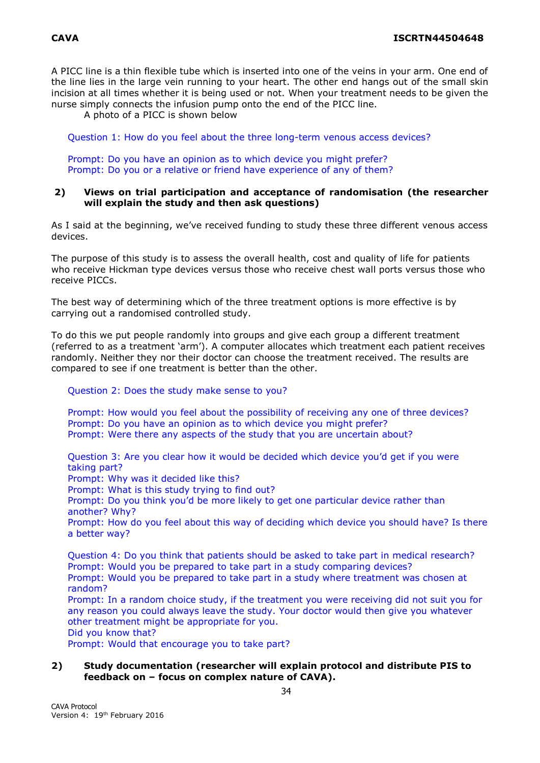A PICC line is a thin flexible tube which is inserted into one of the veins in your arm. One end of the line lies in the large vein running to your heart. The other end hangs out of the small skin incision at all times whether it is being used or not. When your treatment needs to be given the nurse simply connects the infusion pump onto the end of the PICC line.

A photo of a PICC is shown below

Question 1: How do you feel about the three long-term venous access devices?

Prompt: Do you have an opinion as to which device you might prefer?
Prompt: Do you or a relative or friend have experience of any of them?

**2) Views on trial participation and acceptance of randomisation (the researcher will explain the study and then ask questions)**

As I said at the beginning, we've received funding to study these three different venous access devices.

The purpose of this study is to assess the overall health, cost and quality of life for patients who receive Hickman type devices versus those who receive chest wall ports versus those who receive PICCs.

The best way of determining which of the three treatment options is more effective is by carrying out a randomised controlled study.

To do this we put people randomly into groups and give each group a different treatment (referred to as a treatment 'arm'). A computer allocates which treatment each patient receives randomly. Neither they nor their doctor can choose the treatment received. The results are compared to see if one treatment is better than the other.

Question 2: Does the study make sense to you?

Prompt: How would you feel about the possibility of receiving any one of three devices?
Prompt: Do you have an opinion as to which device you might prefer?
Prompt: Were there any aspects of the study that you are uncertain about?

Question 3: Are you clear how it would be decided which device you'd get if you were taking part?
Prompt: Why was it decided like this?
Prompt: What is this study trying to find out?
Prompt: Do you think you'd be more likely to get one particular device rather than another? Why?
Prompt: How do you feel about this way of deciding which device you should have? Is there a better way?

Question 4: Do you think that patients should be asked to take part in medical research?
Prompt: Would you be prepared to take part in a study comparing devices?
Prompt: Would you be prepared to take part in a study where treatment was chosen at random?
Prompt: In a random choice study, if the treatment you were receiving did not suit you for any reason you could always leave the study. Your doctor would then give you whatever other treatment might be appropriate for you.
Did you know that?
Prompt: Would that encourage you to take part?

**2) Study documentation (researcher will explain protocol and distribute PIS to feedback on – focus on complex nature of CAVA).**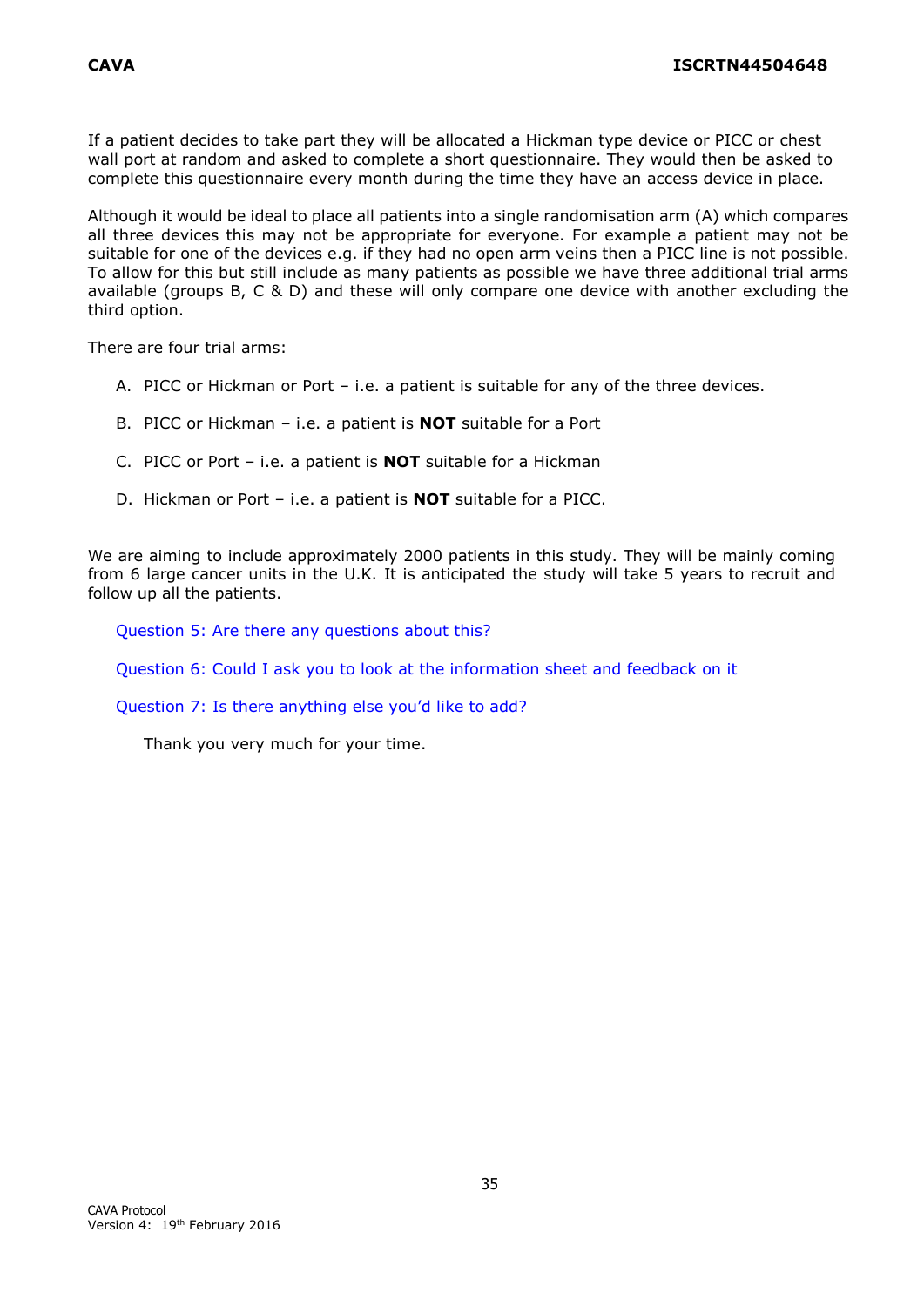If a patient decides to take part they will be allocated a Hickman type device or PICC or chest wall port at random and asked to complete a short questionnaire. They would then be asked to complete this questionnaire every month during the time they have an access device in place.

Although it would be ideal to place all patients into a single randomisation arm (A) which compares all three devices this may not be appropriate for everyone. For example a patient may not be suitable for one of the devices e.g. if they had no open arm veins then a PICC line is not possible. To allow for this but still include as many patients as possible we have three additional trial arms available (groups B, C & D) and these will only compare one device with another excluding the third option.

There are four trial arms:

A. PICC or Hickman or Port – i.e. a patient is suitable for any of the three devices.

B. PICC or Hickman – i.e. a patient is **NOT** suitable for a Port

C. PICC or Port – i.e. a patient is **NOT** suitable for a Hickman

D. Hickman or Port – i.e. a patient is **NOT** suitable for a PICC.

We are aiming to include approximately 2000 patients in this study. They will be mainly coming from 6 large cancer units in the U.K. It is anticipated the study will take 5 years to recruit and follow up all the patients.

Question 5: Are there any questions about this?

Question 6: Could I ask you to look at the information sheet and feedback on it

Question 7: Is there anything else you'd like to add?

Thank you very much for your time.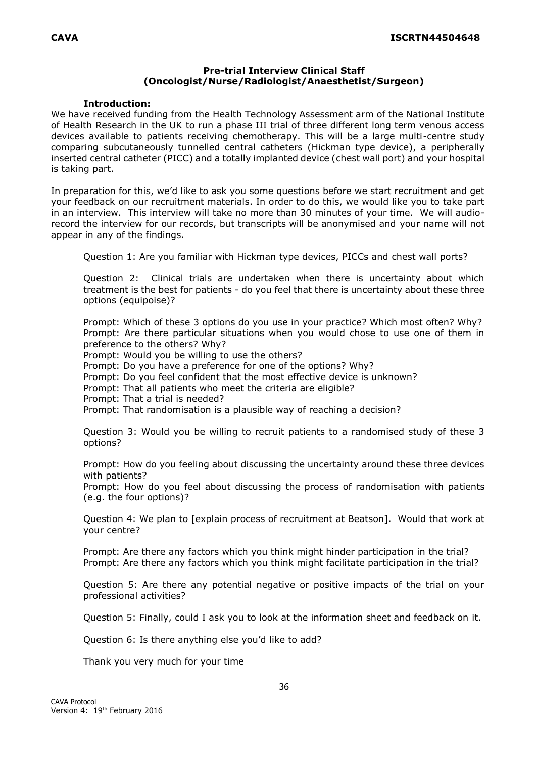## Pre-trial Interview Clinical Staff (Oncologist/Nurse/Radiologist/Anaesthetist/Surgeon)

**Introduction:**

We have received funding from the Health Technology Assessment arm of the National Institute of Health Research in the UK to run a phase III trial of three different long term venous access devices available to patients receiving chemotherapy. This will be a large multi-centre study comparing subcutaneously tunnelled central catheters (Hickman type device), a peripherally inserted central catheter (PICC) and a totally implanted device (chest wall port) and your hospital is taking part.

In preparation for this, we'd like to ask you some questions before we start recruitment and get your feedback on our recruitment materials. In order to do this, we would like you to take part in an interview. This interview will take no more than 30 minutes of your time. We will audio-record the interview for our records, but transcripts will be anonymised and your name will not appear in any of the findings.

Question 1: Are you familiar with Hickman type devices, PICCs and chest wall ports?

Question 2: Clinical trials are undertaken when there is uncertainty about which treatment is the best for patients - do you feel that there is uncertainty about these three options (equipoise)?

Prompt: Which of these 3 options do you use in your practice? Which most often? Why?
Prompt: Are there particular situations when you would chose to use one of them in preference to the others? Why?
Prompt: Would you be willing to use the others?
Prompt: Do you have a preference for one of the options? Why?
Prompt: Do you feel confident that the most effective device is unknown?
Prompt: That all patients who meet the criteria are eligible?
Prompt: That a trial is needed?
Prompt: That randomisation is a plausible way of reaching a decision?

Question 3: Would you be willing to recruit patients to a randomised study of these 3 options?

Prompt: How do you feeling about discussing the uncertainty around these three devices with patients?
Prompt: How do you feel about discussing the process of randomisation with patients (e.g. the four options)?

Question 4: We plan to [explain process of recruitment at Beatson]. Would that work at your centre?

Prompt: Are there any factors which you think might hinder participation in the trial?
Prompt: Are there any factors which you think might facilitate participation in the trial?

Question 5: Are there any potential negative or positive impacts of the trial on your professional activities?

Question 5: Finally, could I ask you to look at the information sheet and feedback on it.

Question 6: Is there anything else you'd like to add?

Thank you very much for your time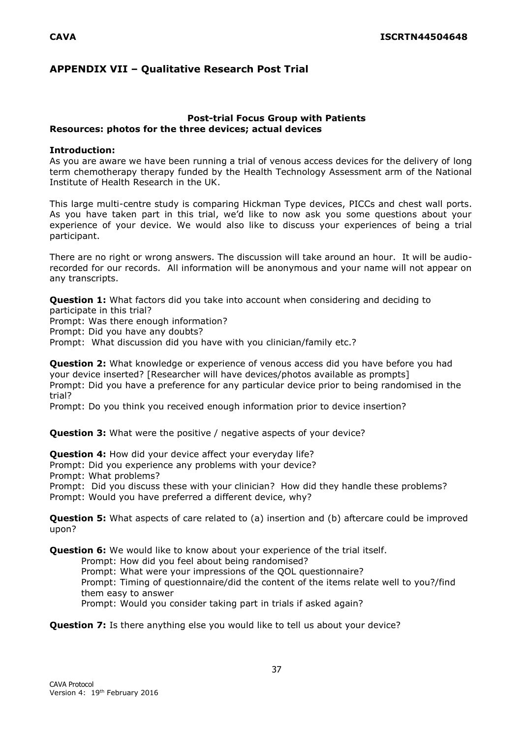## APPENDIX VII – Qualitative Research Post Trial

**Post-trial Focus Group with Patients**

**Resources: photos for the three devices; actual devices**

**Introduction:**

As you are aware we have been running a trial of venous access devices for the delivery of long term chemotherapy therapy funded by the Health Technology Assessment arm of the National Institute of Health Research in the UK.

This large multi-centre study is comparing Hickman Type devices, PICCs and chest wall ports. As you have taken part in this trial, we'd like to now ask you some questions about your experience of your device. We would also like to discuss your experiences of being a trial participant.

There are no right or wrong answers. The discussion will take around an hour. It will be audio-recorded for our records. All information will be anonymous and your name will not appear on any transcripts.

**Question 1:** What factors did you take into account when considering and deciding to participate in this trial?
Prompt: Was there enough information?
Prompt: Did you have any doubts?
Prompt: What discussion did you have with you clinician/family etc.?

**Question 2:** What knowledge or experience of venous access did you have before you had your device inserted? [Researcher will have devices/photos available as prompts]
Prompt: Did you have a preference for any particular device prior to being randomised in the trial?
Prompt: Do you think you received enough information prior to device insertion?

**Question 3:** What were the positive / negative aspects of your device?

**Question 4:** How did your device affect your everyday life?
Prompt: Did you experience any problems with your device?
Prompt: What problems?
Prompt: Did you discuss these with your clinician? How did they handle these problems?
Prompt: Would you have preferred a different device, why?

**Question 5:** What aspects of care related to (a) insertion and (b) aftercare could be improved upon?

**Question 6:** We would like to know about your experience of the trial itself.
Prompt: How did you feel about being randomised?
Prompt: What were your impressions of the QOL questionnaire?
Prompt: Timing of questionnaire/did the content of the items relate well to you?/find them easy to answer
Prompt: Would you consider taking part in trials if asked again?

**Question 7:** Is there anything else you would like to tell us about your device?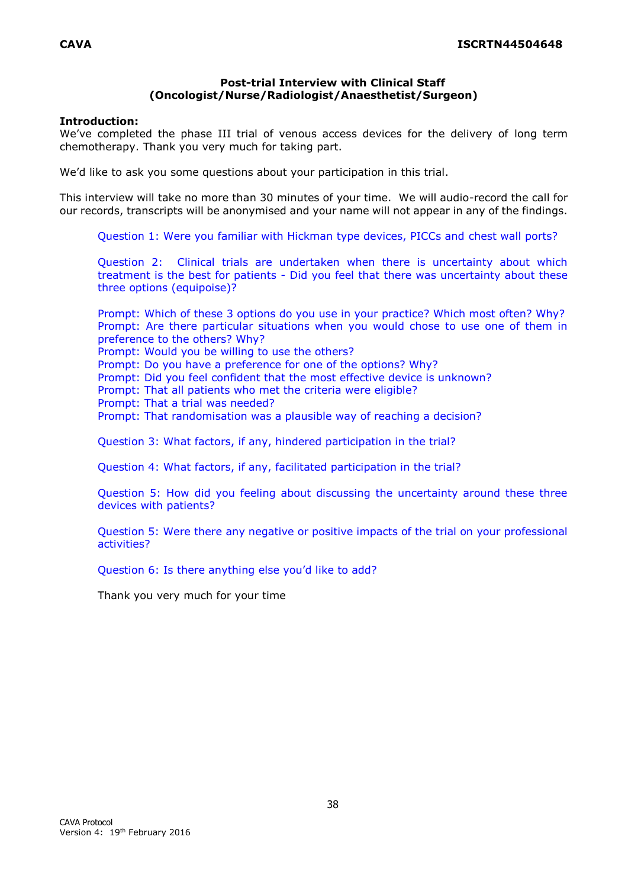## Post-trial Interview with Clinical Staff (Oncologist/Nurse/Radiologist/Anaesthetist/Surgeon)

**Introduction:**

We've completed the phase III trial of venous access devices for the delivery of long term chemotherapy. Thank you very much for taking part.

We'd like to ask you some questions about your participation in this trial.

This interview will take no more than 30 minutes of your time. We will audio-record the call for our records, transcripts will be anonymised and your name will not appear in any of the findings.

Question 1: Were you familiar with Hickman type devices, PICCs and chest wall ports?

Question 2: Clinical trials are undertaken when there is uncertainty about which treatment is the best for patients - Did you feel that there was uncertainty about these three options (equipoise)?

Prompt: Which of these 3 options do you use in your practice? Which most often? Why?
Prompt: Are there particular situations when you would chose to use one of them in preference to the others? Why?
Prompt: Would you be willing to use the others?
Prompt: Do you have a preference for one of the options? Why?
Prompt: Did you feel confident that the most effective device is unknown?
Prompt: That all patients who met the criteria were eligible?
Prompt: That a trial was needed?
Prompt: That randomisation was a plausible way of reaching a decision?

Question 3: What factors, if any, hindered participation in the trial?

Question 4: What factors, if any, facilitated participation in the trial?

Question 5: How did you feeling about discussing the uncertainty around these three devices with patients?

Question 5: Were there any negative or positive impacts of the trial on your professional activities?

Question 6: Is there anything else you'd like to add?

Thank you very much for your time